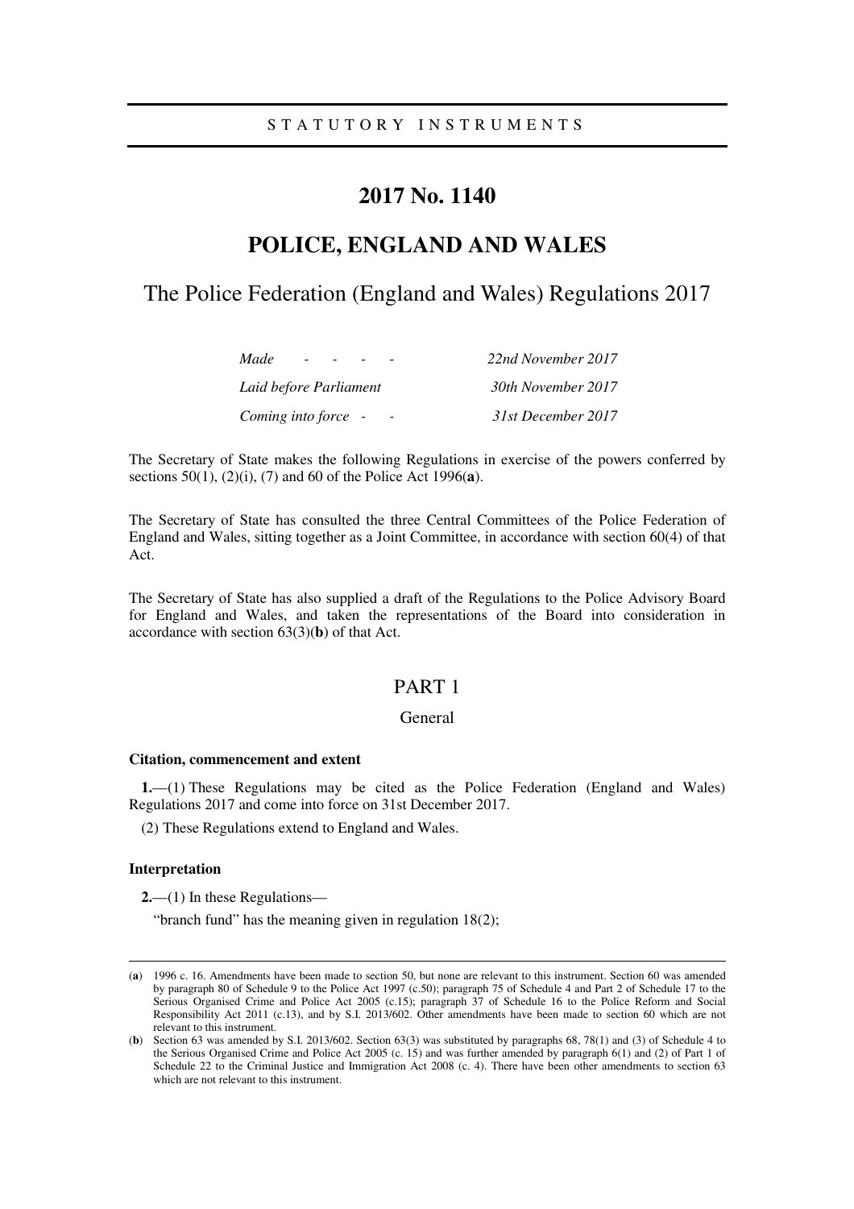STATUTORY INSTRUMENTS

# 2017 No. 1140

# POLICE, ENGLAND AND WALES

## The Police Federation (England and Wales) Regulations 2017

| | |
|---|---|
| *Made* | *22nd November 2017* |
| *Laid before Parliament* | *30th November 2017* |
| *Coming into force* | *31st December 2017* |

The Secretary of State makes the following Regulations in exercise of the powers conferred by sections 50(1), (2)(i), (7) and 60 of the Police Act 1996(**a**).

The Secretary of State has consulted the three Central Committees of the Police Federation of England and Wales, sitting together as a Joint Committee, in accordance with section 60(4) of that Act.

The Secretary of State has also supplied a draft of the Regulations to the Police Advisory Board for England and Wales, and taken the representations of the Board into consideration in accordance with section 63(3)(**b**) of that Act.

## PART 1

### General

**Citation, commencement and extent**

**1.**—(1) These Regulations may be cited as the Police Federation (England and Wales) Regulations 2017 and come into force on 31st December 2017.

(2) These Regulations extend to England and Wales.

**Interpretation**

**2.**—(1) In these Regulations—

"branch fund" has the meaning given in regulation 18(2);

---

(**a**) 1996 c. 16. Amendments have been made to section 50, but none are relevant to this instrument. Section 60 was amended by paragraph 80 of Schedule 9 to the Police Act 1997 (c.50); paragraph 75 of Schedule 4 and Part 2 of Schedule 17 to the Serious Organised Crime and Police Act 2005 (c.15); paragraph 37 of Schedule 16 to the Police Reform and Social Responsibility Act 2011 (c.13), and by S.I. 2013/602. Other amendments have been made to section 60 which are not relevant to this instrument.

(**b**) Section 63 was amended by S.I. 2013/602. Section 63(3) was substituted by paragraphs 68, 78(1) and (3) of Schedule 4 to the Serious Organised Crime and Police Act 2005 (c. 15) and was further amended by paragraph 6(1) and (2) of Part 1 of Schedule 22 to the Criminal Justice and Immigration Act 2008 (c. 4). There have been other amendments to section 63 which are not relevant to this instrument.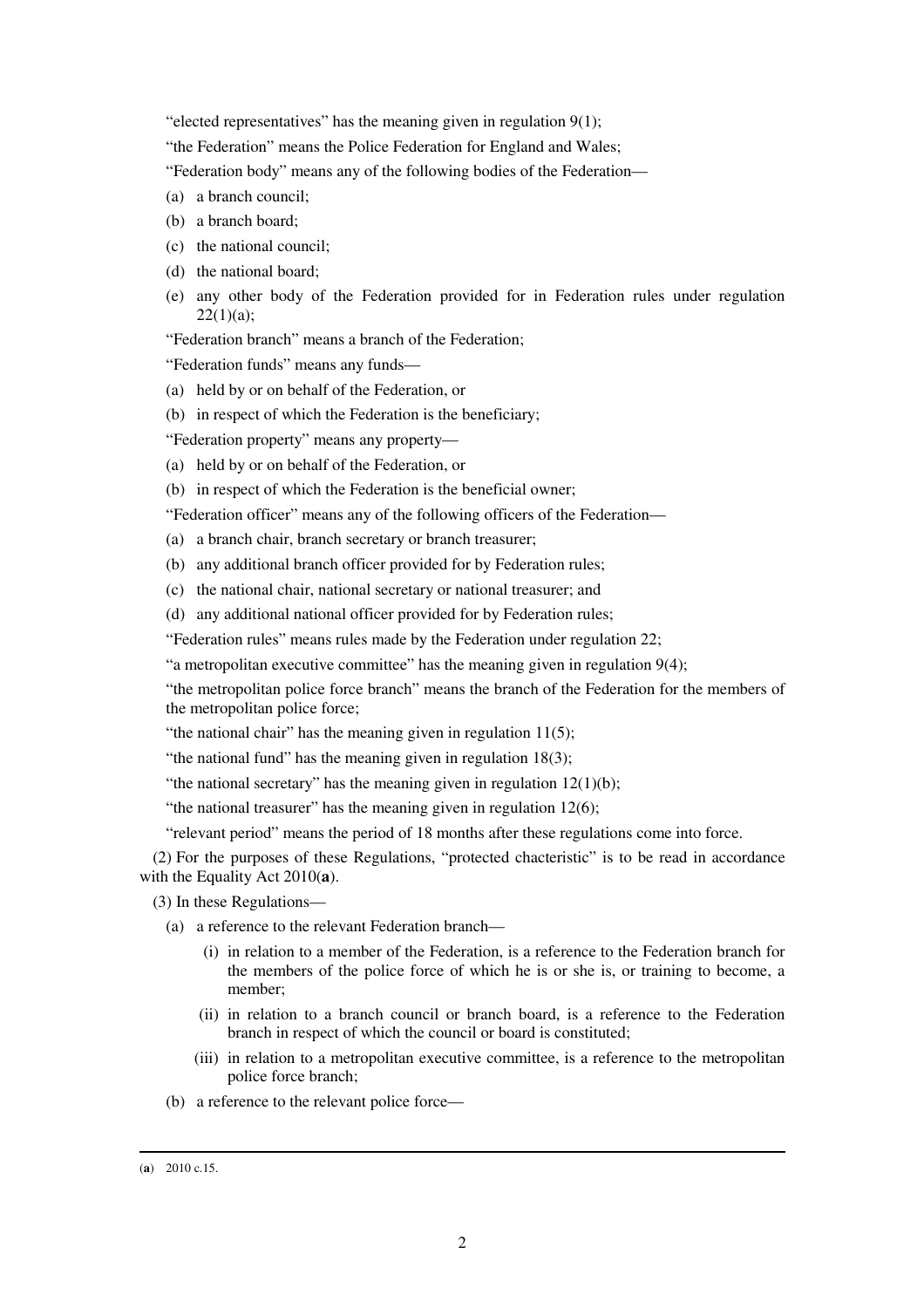"elected representatives" has the meaning given in regulation 9(1);

"the Federation" means the Police Federation for England and Wales;

"Federation body" means any of the following bodies of the Federation—

(a) a branch council;

(b) a branch board;

(c) the national council;

(d) the national board;

(e) any other body of the Federation provided for in Federation rules under regulation 22(1)(a);

"Federation branch" means a branch of the Federation;

"Federation funds" means any funds—

(a) held by or on behalf of the Federation, or

(b) in respect of which the Federation is the beneficiary;

"Federation property" means any property—

(a) held by or on behalf of the Federation, or

(b) in respect of which the Federation is the beneficial owner;

"Federation officer" means any of the following officers of the Federation—

(a) a branch chair, branch secretary or branch treasurer;

(b) any additional branch officer provided for by Federation rules;

(c) the national chair, national secretary or national treasurer; and

(d) any additional national officer provided for by Federation rules;

"Federation rules" means rules made by the Federation under regulation 22;

"a metropolitan executive committee" has the meaning given in regulation 9(4);

"the metropolitan police force branch" means the branch of the Federation for the members of the metropolitan police force;

"the national chair" has the meaning given in regulation 11(5);

"the national fund" has the meaning given in regulation 18(3);

"the national secretary" has the meaning given in regulation 12(1)(b);

"the national treasurer" has the meaning given in regulation 12(6);

"relevant period" means the period of 18 months after these regulations come into force.

(2) For the purposes of these Regulations, "protected chacteristic" is to be read in accordance with the Equality Act 2010(**a**).

(3) In these Regulations—

(a) a reference to the relevant Federation branch—

(i) in relation to a member of the Federation, is a reference to the Federation branch for the members of the police force of which he or she is, or training to become, a member;

(ii) in relation to a branch council or branch board, is a reference to the Federation branch in respect of which the council or board is constituted;

(iii) in relation to a metropolitan executive committee, is a reference to the metropolitan police force branch;

(b) a reference to the relevant police force—

---

(**a**) 2010 c.15.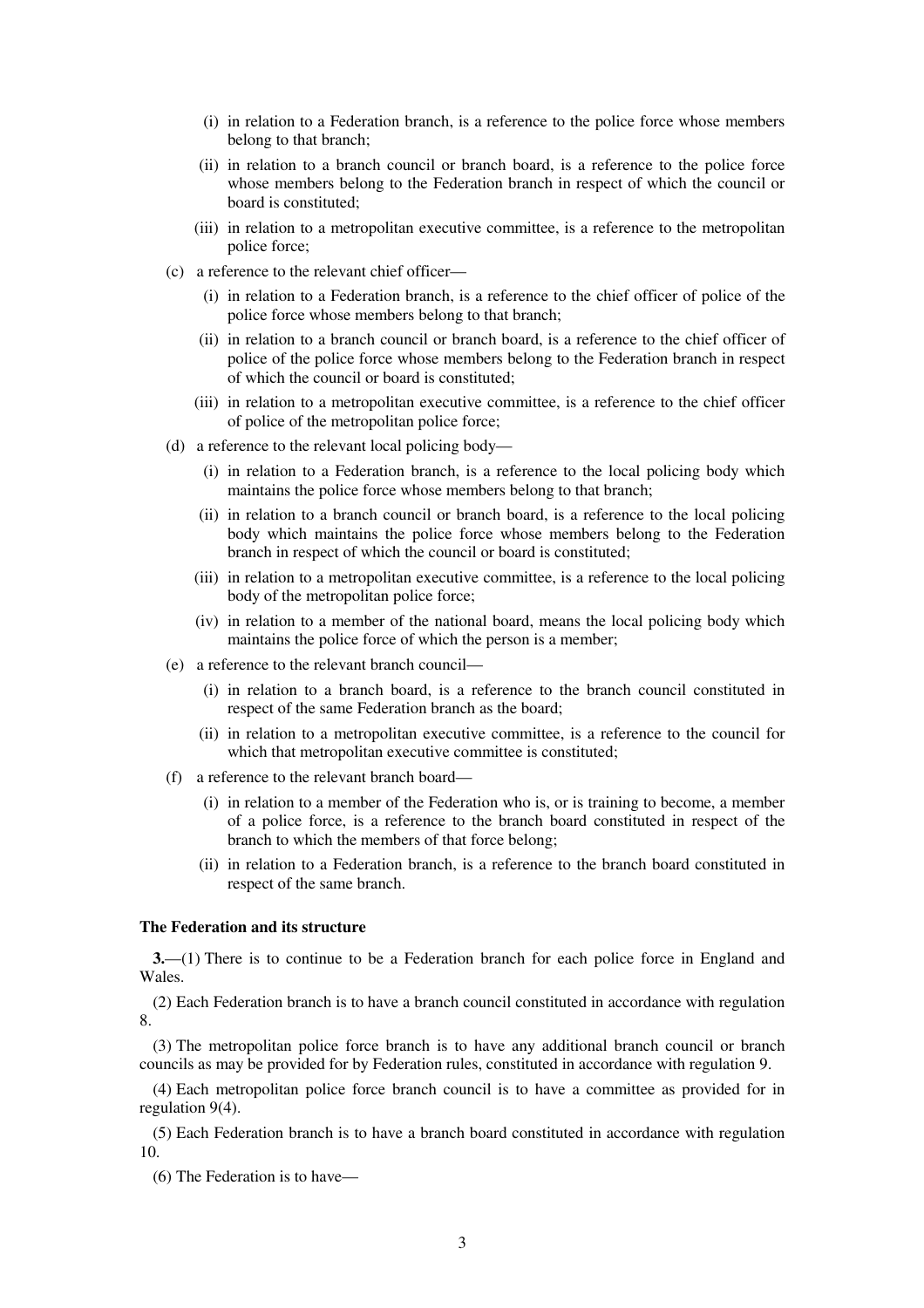(i) in relation to a Federation branch, is a reference to the police force whose members belong to that branch;

(ii) in relation to a branch council or branch board, is a reference to the police force whose members belong to the Federation branch in respect of which the council or board is constituted;

(iii) in relation to a metropolitan executive committee, is a reference to the metropolitan police force;

(c) a reference to the relevant chief officer—

(i) in relation to a Federation branch, is a reference to the chief officer of police of the police force whose members belong to that branch;

(ii) in relation to a branch council or branch board, is a reference to the chief officer of police of the police force whose members belong to the Federation branch in respect of which the council or board is constituted;

(iii) in relation to a metropolitan executive committee, is a reference to the chief officer of police of the metropolitan police force;

(d) a reference to the relevant local policing body—

(i) in relation to a Federation branch, is a reference to the local policing body which maintains the police force whose members belong to that branch;

(ii) in relation to a branch council or branch board, is a reference to the local policing body which maintains the police force whose members belong to the Federation branch in respect of which the council or board is constituted;

(iii) in relation to a metropolitan executive committee, is a reference to the local policing body of the metropolitan police force;

(iv) in relation to a member of the national board, means the local policing body which maintains the police force of which the person is a member;

(e) a reference to the relevant branch council—

(i) in relation to a branch board, is a reference to the branch council constituted in respect of the same Federation branch as the board;

(ii) in relation to a metropolitan executive committee, is a reference to the council for which that metropolitan executive committee is constituted;

(f) a reference to the relevant branch board—

(i) in relation to a member of the Federation who is, or is training to become, a member of a police force, is a reference to the branch board constituted in respect of the branch to which the members of that force belong;

(ii) in relation to a Federation branch, is a reference to the branch board constituted in respect of the same branch.

**The Federation and its structure**

**3.**—(1) There is to continue to be a Federation branch for each police force in England and Wales.

(2) Each Federation branch is to have a branch council constituted in accordance with regulation 8.

(3) The metropolitan police force branch is to have any additional branch council or branch councils as may be provided for by Federation rules, constituted in accordance with regulation 9.

(4) Each metropolitan police force branch council is to have a committee as provided for in regulation 9(4).

(5) Each Federation branch is to have a branch board constituted in accordance with regulation 10.

(6) The Federation is to have—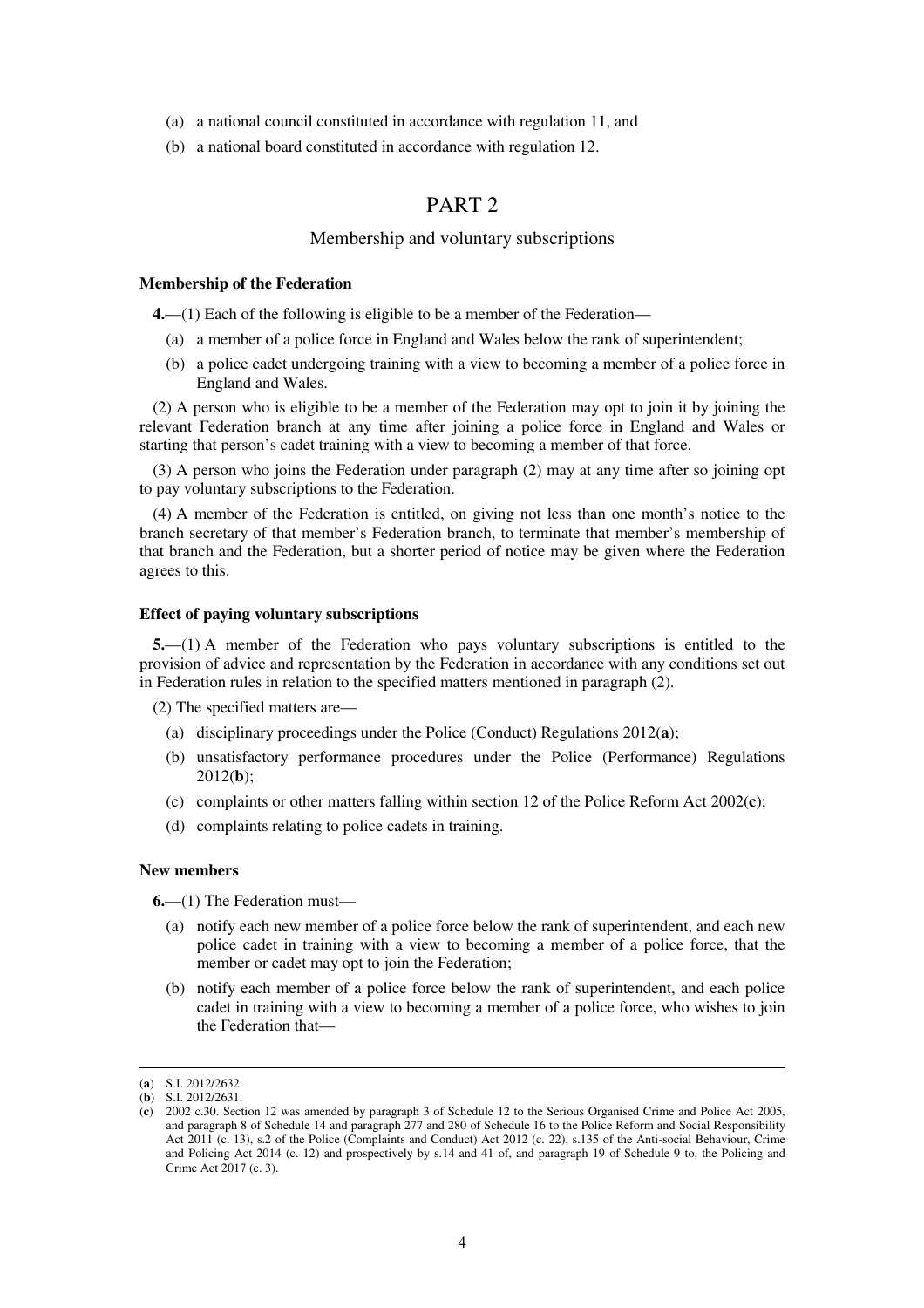(a) a national council constituted in accordance with regulation 11, and

(b) a national board constituted in accordance with regulation 12.

## PART 2

### Membership and voluntary subscriptions

**Membership of the Federation**

**4.**—(1) Each of the following is eligible to be a member of the Federation—

(a) a member of a police force in England and Wales below the rank of superintendent;

(b) a police cadet undergoing training with a view to becoming a member of a police force in England and Wales.

(2) A person who is eligible to be a member of the Federation may opt to join it by joining the relevant Federation branch at any time after joining a police force in England and Wales or starting that person's cadet training with a view to becoming a member of that force.

(3) A person who joins the Federation under paragraph (2) may at any time after so joining opt to pay voluntary subscriptions to the Federation.

(4) A member of the Federation is entitled, on giving not less than one month's notice to the branch secretary of that member's Federation branch, to terminate that member's membership of that branch and the Federation, but a shorter period of notice may be given where the Federation agrees to this.

**Effect of paying voluntary subscriptions**

**5.**—(1) A member of the Federation who pays voluntary subscriptions is entitled to the provision of advice and representation by the Federation in accordance with any conditions set out in Federation rules in relation to the specified matters mentioned in paragraph (2).

(2) The specified matters are—

(a) disciplinary proceedings under the Police (Conduct) Regulations 2012(**a**);

(b) unsatisfactory performance procedures under the Police (Performance) Regulations 2012(**b**);

(c) complaints or other matters falling within section 12 of the Police Reform Act 2002(**c**);

(d) complaints relating to police cadets in training.

**New members**

**6.**—(1) The Federation must—

(a) notify each new member of a police force below the rank of superintendent, and each new police cadet in training with a view to becoming a member of a police force, that the member or cadet may opt to join the Federation;

(b) notify each member of a police force below the rank of superintendent, and each police cadet in training with a view to becoming a member of a police force, who wishes to join the Federation that—

---

(**a**) S.I. 2012/2632.

(**b**) S.I. 2012/2631.

(**c**) 2002 c.30. Section 12 was amended by paragraph 3 of Schedule 12 to the Serious Organised Crime and Police Act 2005, and paragraph 8 of Schedule 14 and paragraph 277 and 280 of Schedule 16 to the Police Reform and Social Responsibility Act 2011 (c. 13), s.2 of the Police (Complaints and Conduct) Act 2012 (c. 22), s.135 of the Anti-social Behaviour, Crime and Policing Act 2014 (c. 12) and prospectively by s.14 and 41 of, and paragraph 19 of Schedule 9 to, the Policing and Crime Act 2017 (c. 3).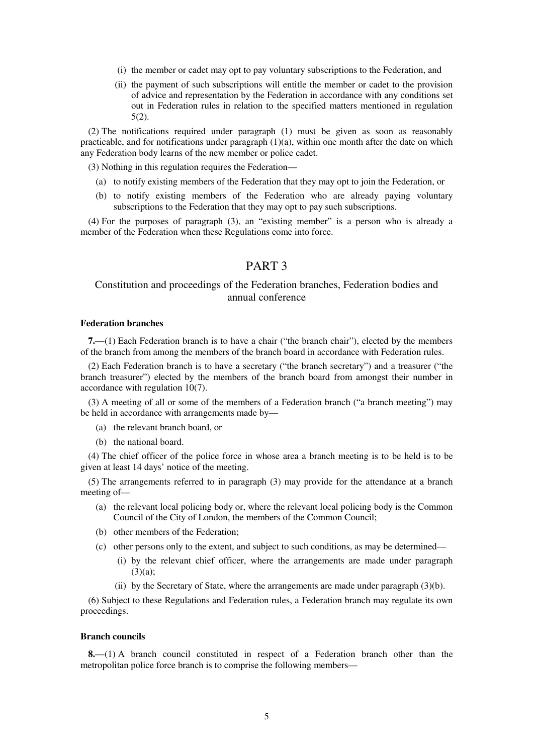(i) the member or cadet may opt to pay voluntary subscriptions to the Federation, and

(ii) the payment of such subscriptions will entitle the member or cadet to the provision of advice and representation by the Federation in accordance with any conditions set out in Federation rules in relation to the specified matters mentioned in regulation 5(2).

(2) The notifications required under paragraph (1) must be given as soon as reasonably practicable, and for notifications under paragraph (1)(a), within one month after the date on which any Federation body learns of the new member or police cadet.

(3) Nothing in this regulation requires the Federation—

(a) to notify existing members of the Federation that they may opt to join the Federation, or

(b) to notify existing members of the Federation who are already paying voluntary subscriptions to the Federation that they may opt to pay such subscriptions.

(4) For the purposes of paragraph (3), an "existing member" is a person who is already a member of the Federation when these Regulations come into force.

# PART 3

## Constitution and proceedings of the Federation branches, Federation bodies and annual conference

### Federation branches

**7.**—(1) Each Federation branch is to have a chair ("the branch chair"), elected by the members of the branch from among the members of the branch board in accordance with Federation rules.

(2) Each Federation branch is to have a secretary ("the branch secretary") and a treasurer ("the branch treasurer") elected by the members of the branch board from amongst their number in accordance with regulation 10(7).

(3) A meeting of all or some of the members of a Federation branch ("a branch meeting") may be held in accordance with arrangements made by—

(a) the relevant branch board, or

(b) the national board.

(4) The chief officer of the police force in whose area a branch meeting is to be held is to be given at least 14 days' notice of the meeting.

(5) The arrangements referred to in paragraph (3) may provide for the attendance at a branch meeting of—

(a) the relevant local policing body or, where the relevant local policing body is the Common Council of the City of London, the members of the Common Council;

(b) other members of the Federation;

(c) other persons only to the extent, and subject to such conditions, as may be determined—

(i) by the relevant chief officer, where the arrangements are made under paragraph (3)(a);

(ii) by the Secretary of State, where the arrangements are made under paragraph (3)(b).

(6) Subject to these Regulations and Federation rules, a Federation branch may regulate its own proceedings.

### Branch councils

**8.**—(1) A branch council constituted in respect of a Federation branch other than the metropolitan police force branch is to comprise the following members—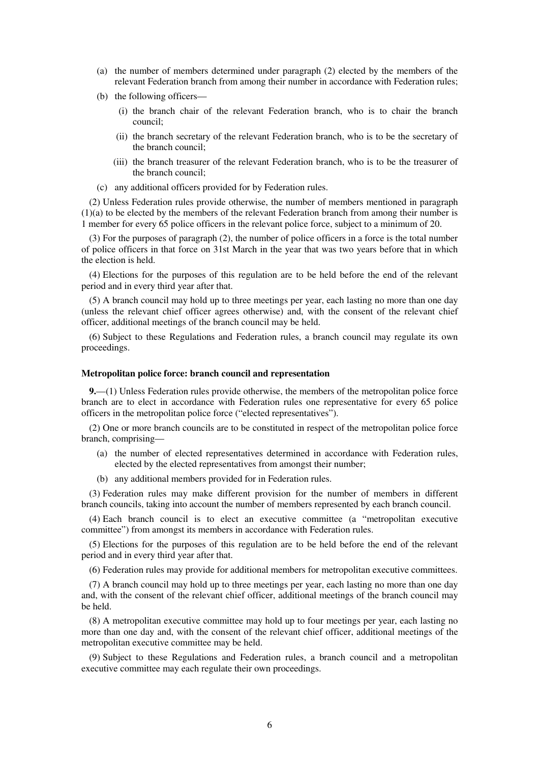(a) the number of members determined under paragraph (2) elected by the members of the relevant Federation branch from among their number in accordance with Federation rules;

(b) the following officers—

(i) the branch chair of the relevant Federation branch, who is to chair the branch council;

(ii) the branch secretary of the relevant Federation branch, who is to be the secretary of the branch council;

(iii) the branch treasurer of the relevant Federation branch, who is to be the treasurer of the branch council;

(c) any additional officers provided for by Federation rules.

(2) Unless Federation rules provide otherwise, the number of members mentioned in paragraph (1)(a) to be elected by the members of the relevant Federation branch from among their number is 1 member for every 65 police officers in the relevant police force, subject to a minimum of 20.

(3) For the purposes of paragraph (2), the number of police officers in a force is the total number of police officers in that force on 31st March in the year that was two years before that in which the election is held.

(4) Elections for the purposes of this regulation are to be held before the end of the relevant period and in every third year after that.

(5) A branch council may hold up to three meetings per year, each lasting no more than one day (unless the relevant chief officer agrees otherwise) and, with the consent of the relevant chief officer, additional meetings of the branch council may be held.

(6) Subject to these Regulations and Federation rules, a branch council may regulate its own proceedings.

**Metropolitan police force: branch council and representation**

**9.**—(1) Unless Federation rules provide otherwise, the members of the metropolitan police force branch are to elect in accordance with Federation rules one representative for every 65 police officers in the metropolitan police force ("elected representatives").

(2) One or more branch councils are to be constituted in respect of the metropolitan police force branch, comprising—

(a) the number of elected representatives determined in accordance with Federation rules, elected by the elected representatives from amongst their number;

(b) any additional members provided for in Federation rules.

(3) Federation rules may make different provision for the number of members in different branch councils, taking into account the number of members represented by each branch council.

(4) Each branch council is to elect an executive committee (a "metropolitan executive committee") from amongst its members in accordance with Federation rules.

(5) Elections for the purposes of this regulation are to be held before the end of the relevant period and in every third year after that.

(6) Federation rules may provide for additional members for metropolitan executive committees.

(7) A branch council may hold up to three meetings per year, each lasting no more than one day and, with the consent of the relevant chief officer, additional meetings of the branch council may be held.

(8) A metropolitan executive committee may hold up to four meetings per year, each lasting no more than one day and, with the consent of the relevant chief officer, additional meetings of the metropolitan executive committee may be held.

(9) Subject to these Regulations and Federation rules, a branch council and a metropolitan executive committee may each regulate their own proceedings.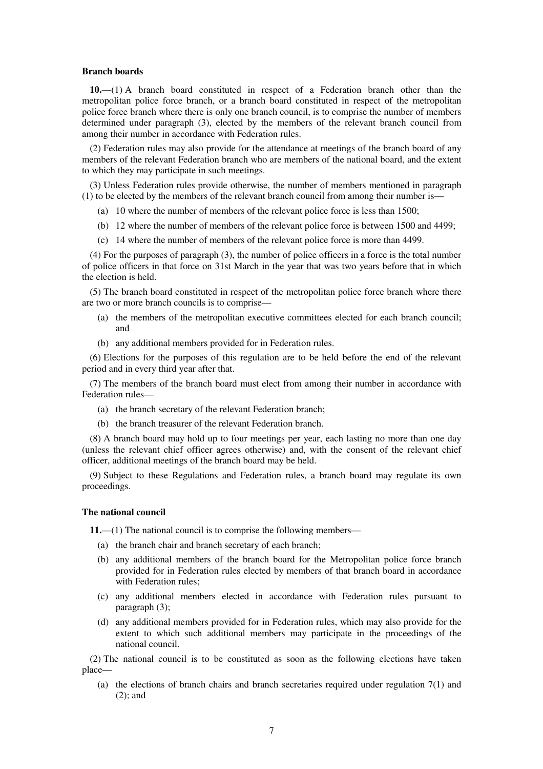### Branch boards

**10.**—(1) A branch board constituted in respect of a Federation branch other than the metropolitan police force branch, or a branch board constituted in respect of the metropolitan police force branch where there is only one branch council, is to comprise the number of members determined under paragraph (3), elected by the members of the relevant branch council from among their number in accordance with Federation rules.

(2) Federation rules may also provide for the attendance at meetings of the branch board of any members of the relevant Federation branch who are members of the national board, and the extent to which they may participate in such meetings.

(3) Unless Federation rules provide otherwise, the number of members mentioned in paragraph (1) to be elected by the members of the relevant branch council from among their number is—

- (a) 10 where the number of members of the relevant police force is less than 1500;
- (b) 12 where the number of members of the relevant police force is between 1500 and 4499;
- (c) 14 where the number of members of the relevant police force is more than 4499.

(4) For the purposes of paragraph (3), the number of police officers in a force is the total number of police officers in that force on 31st March in the year that was two years before that in which the election is held.

(5) The branch board constituted in respect of the metropolitan police force branch where there are two or more branch councils is to comprise—

- (a) the members of the metropolitan executive committees elected for each branch council; and
- (b) any additional members provided for in Federation rules.

(6) Elections for the purposes of this regulation are to be held before the end of the relevant period and in every third year after that.

(7) The members of the branch board must elect from among their number in accordance with Federation rules—

- (a) the branch secretary of the relevant Federation branch;
- (b) the branch treasurer of the relevant Federation branch.

(8) A branch board may hold up to four meetings per year, each lasting no more than one day (unless the relevant chief officer agrees otherwise) and, with the consent of the relevant chief officer, additional meetings of the branch board may be held.

(9) Subject to these Regulations and Federation rules, a branch board may regulate its own proceedings.

### The national council

**11.**—(1) The national council is to comprise the following members—

- (a) the branch chair and branch secretary of each branch;
- (b) any additional members of the branch board for the Metropolitan police force branch provided for in Federation rules elected by members of that branch board in accordance with Federation rules;
- (c) any additional members elected in accordance with Federation rules pursuant to paragraph (3);
- (d) any additional members provided for in Federation rules, which may also provide for the extent to which such additional members may participate in the proceedings of the national council.

(2) The national council is to be constituted as soon as the following elections have taken place—

- (a) the elections of branch chairs and branch secretaries required under regulation 7(1) and (2); and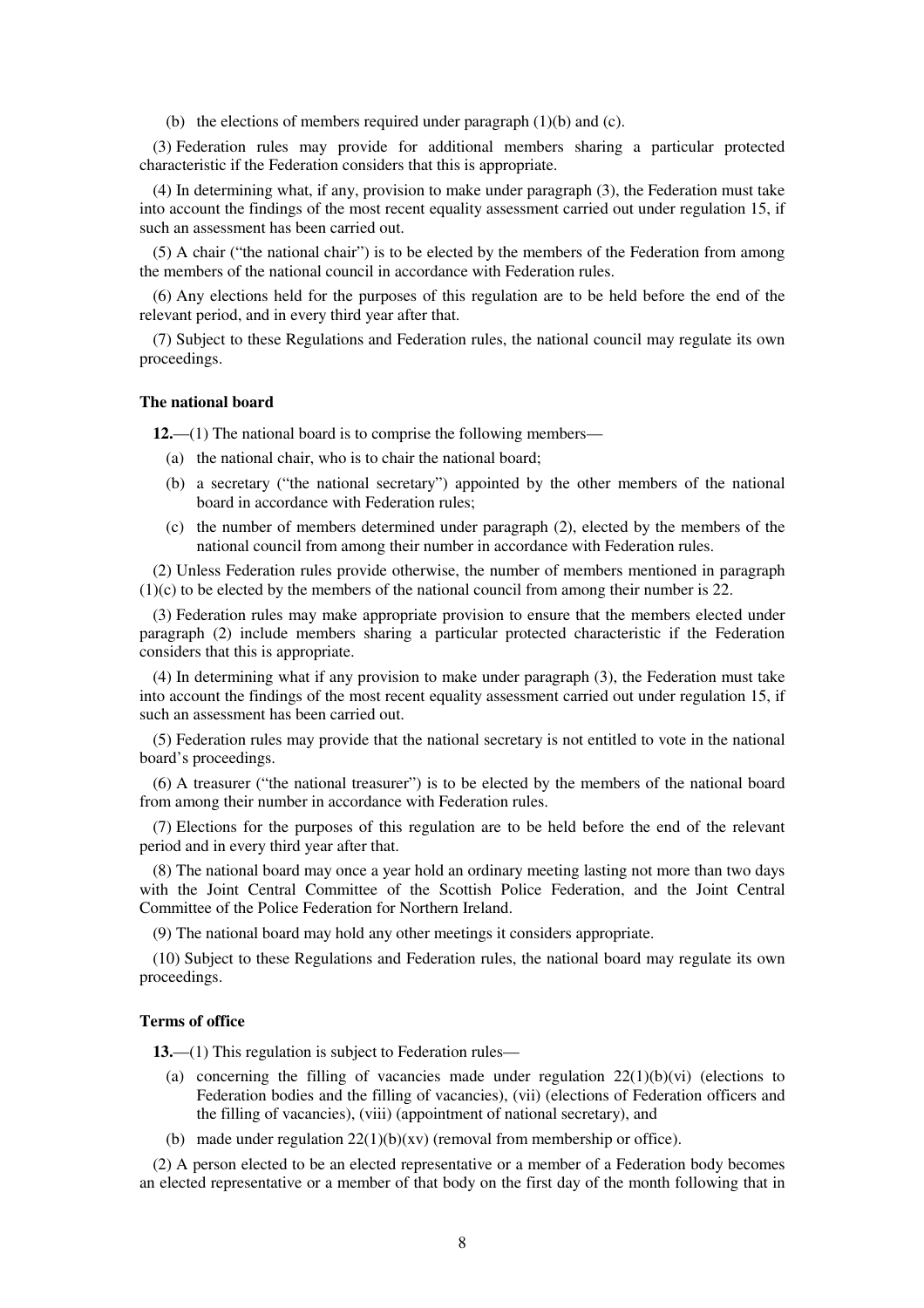(b) the elections of members required under paragraph (1)(b) and (c).

(3) Federation rules may provide for additional members sharing a particular protected characteristic if the Federation considers that this is appropriate.

(4) In determining what, if any, provision to make under paragraph (3), the Federation must take into account the findings of the most recent equality assessment carried out under regulation 15, if such an assessment has been carried out.

(5) A chair ("the national chair") is to be elected by the members of the Federation from among the members of the national council in accordance with Federation rules.

(6) Any elections held for the purposes of this regulation are to be held before the end of the relevant period, and in every third year after that.

(7) Subject to these Regulations and Federation rules, the national council may regulate its own proceedings.

**The national board**

**12.**—(1) The national board is to comprise the following members—

(a) the national chair, who is to chair the national board;

(b) a secretary ("the national secretary") appointed by the other members of the national board in accordance with Federation rules;

(c) the number of members determined under paragraph (2), elected by the members of the national council from among their number in accordance with Federation rules.

(2) Unless Federation rules provide otherwise, the number of members mentioned in paragraph (1)(c) to be elected by the members of the national council from among their number is 22.

(3) Federation rules may make appropriate provision to ensure that the members elected under paragraph (2) include members sharing a particular protected characteristic if the Federation considers that this is appropriate.

(4) In determining what if any provision to make under paragraph (3), the Federation must take into account the findings of the most recent equality assessment carried out under regulation 15, if such an assessment has been carried out.

(5) Federation rules may provide that the national secretary is not entitled to vote in the national board's proceedings.

(6) A treasurer ("the national treasurer") is to be elected by the members of the national board from among their number in accordance with Federation rules.

(7) Elections for the purposes of this regulation are to be held before the end of the relevant period and in every third year after that.

(8) The national board may once a year hold an ordinary meeting lasting not more than two days with the Joint Central Committee of the Scottish Police Federation, and the Joint Central Committee of the Police Federation for Northern Ireland.

(9) The national board may hold any other meetings it considers appropriate.

(10) Subject to these Regulations and Federation rules, the national board may regulate its own proceedings.

**Terms of office**

**13.**—(1) This regulation is subject to Federation rules—

(a) concerning the filling of vacancies made under regulation 22(1)(b)(vi) (elections to Federation bodies and the filling of vacancies), (vii) (elections of Federation officers and the filling of vacancies), (viii) (appointment of national secretary), and

(b) made under regulation 22(1)(b)(xv) (removal from membership or office).

(2) A person elected to be an elected representative or a member of a Federation body becomes an elected representative or a member of that body on the first day of the month following that in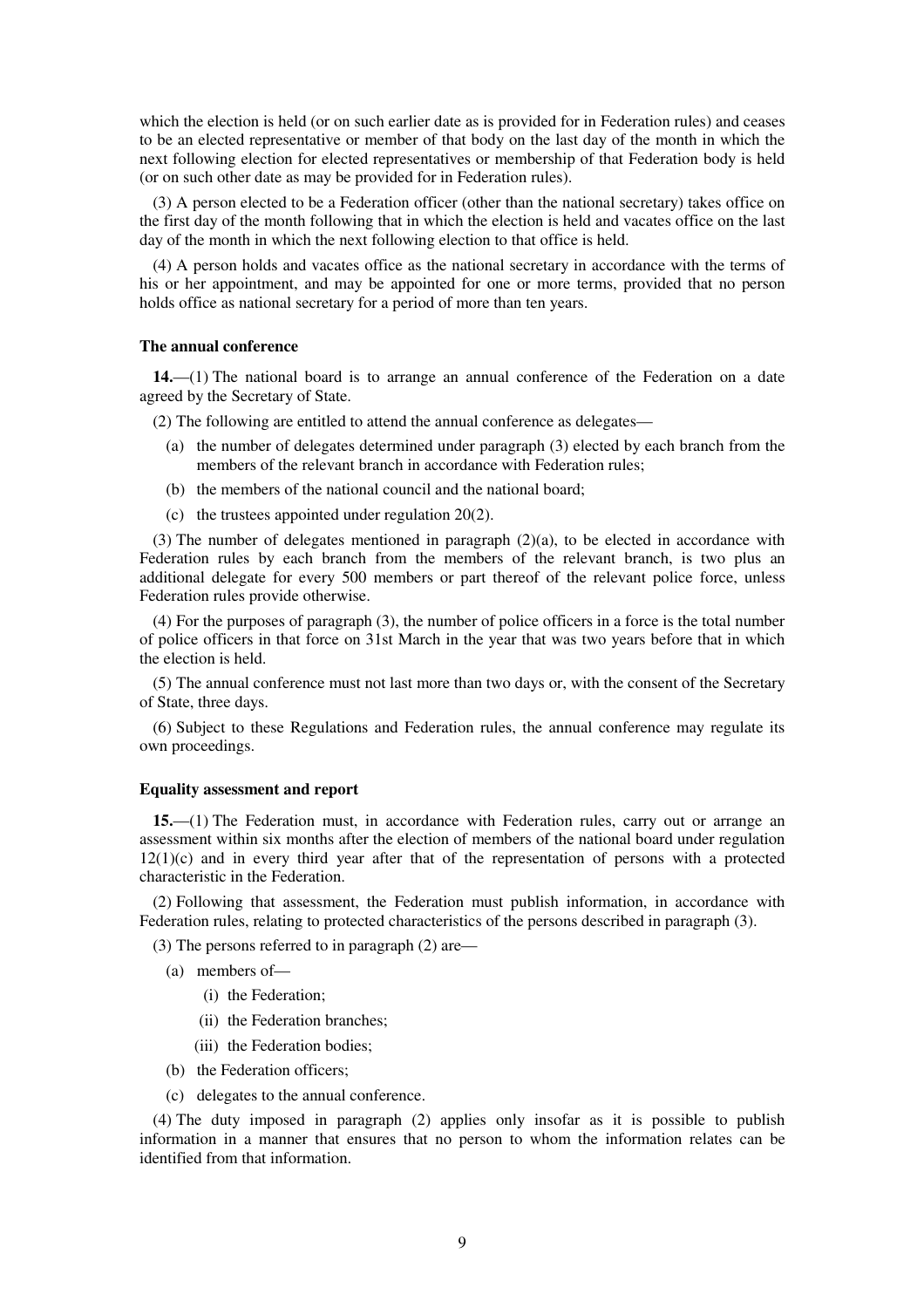which the election is held (or on such earlier date as is provided for in Federation rules) and ceases to be an elected representative or member of that body on the last day of the month in which the next following election for elected representatives or membership of that Federation body is held (or on such other date as may be provided for in Federation rules).

(3) A person elected to be a Federation officer (other than the national secretary) takes office on the first day of the month following that in which the election is held and vacates office on the last day of the month in which the next following election to that office is held.

(4) A person holds and vacates office as the national secretary in accordance with the terms of his or her appointment, and may be appointed for one or more terms, provided that no person holds office as national secretary for a period of more than ten years.

### The annual conference

**14.**—(1) The national board is to arrange an annual conference of the Federation on a date agreed by the Secretary of State.

(2) The following are entitled to attend the annual conference as delegates—

- (a) the number of delegates determined under paragraph (3) elected by each branch from the members of the relevant branch in accordance with Federation rules;
- (b) the members of the national council and the national board;
- (c) the trustees appointed under regulation 20(2).

(3) The number of delegates mentioned in paragraph (2)(a), to be elected in accordance with Federation rules by each branch from the members of the relevant branch, is two plus an additional delegate for every 500 members or part thereof of the relevant police force, unless Federation rules provide otherwise.

(4) For the purposes of paragraph (3), the number of police officers in a force is the total number of police officers in that force on 31st March in the year that was two years before that in which the election is held.

(5) The annual conference must not last more than two days or, with the consent of the Secretary of State, three days.

(6) Subject to these Regulations and Federation rules, the annual conference may regulate its own proceedings.

### Equality assessment and report

**15.**—(1) The Federation must, in accordance with Federation rules, carry out or arrange an assessment within six months after the election of members of the national board under regulation 12(1)(c) and in every third year after that of the representation of persons with a protected characteristic in the Federation.

(2) Following that assessment, the Federation must publish information, in accordance with Federation rules, relating to protected characteristics of the persons described in paragraph (3).

(3) The persons referred to in paragraph (2) are—

- (a) members of—
  - (i) the Federation;
  - (ii) the Federation branches;
  - (iii) the Federation bodies;
- (b) the Federation officers;
- (c) delegates to the annual conference.

(4) The duty imposed in paragraph (2) applies only insofar as it is possible to publish information in a manner that ensures that no person to whom the information relates can be identified from that information.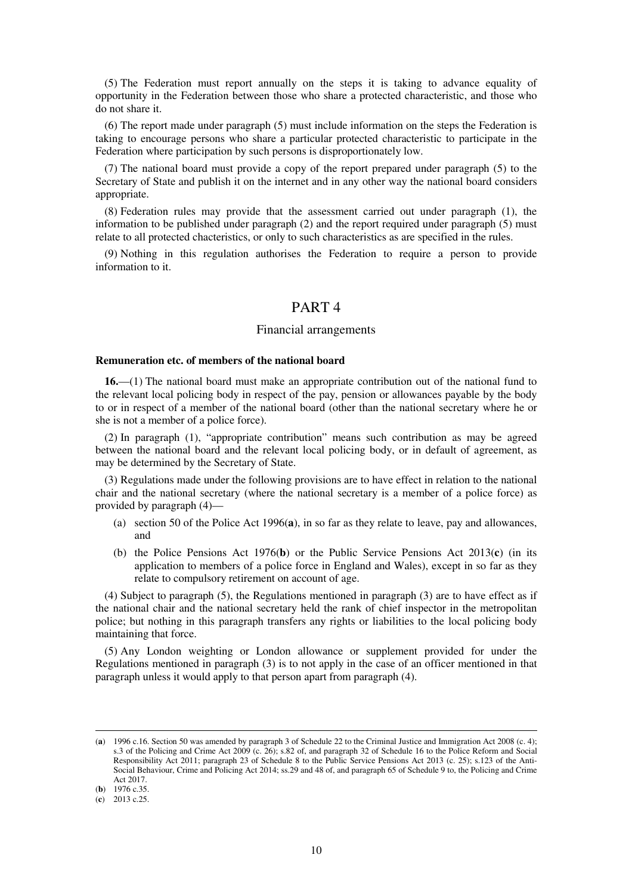(5) The Federation must report annually on the steps it is taking to advance equality of opportunity in the Federation between those who share a protected characteristic, and those who do not share it.

(6) The report made under paragraph (5) must include information on the steps the Federation is taking to encourage persons who share a particular protected characteristic to participate in the Federation where participation by such persons is disproportionately low.

(7) The national board must provide a copy of the report prepared under paragraph (5) to the Secretary of State and publish it on the internet and in any other way the national board considers appropriate.

(8) Federation rules may provide that the assessment carried out under paragraph (1), the information to be published under paragraph (2) and the report required under paragraph (5) must relate to all protected chacteristics, or only to such characteristics as are specified in the rules.

(9) Nothing in this regulation authorises the Federation to require a person to provide information to it.

# PART 4

## Financial arrangements

### Remuneration etc. of members of the national board

**16.**—(1) The national board must make an appropriate contribution out of the national fund to the relevant local policing body in respect of the pay, pension or allowances payable by the body to or in respect of a member of the national board (other than the national secretary where he or she is not a member of a police force).

(2) In paragraph (1), "appropriate contribution" means such contribution as may be agreed between the national board and the relevant local policing body, or in default of agreement, as may be determined by the Secretary of State.

(3) Regulations made under the following provisions are to have effect in relation to the national chair and the national secretary (where the national secretary is a member of a police force) as provided by paragraph (4)—

(a) section 50 of the Police Act 1996(**a**), in so far as they relate to leave, pay and allowances, and

(b) the Police Pensions Act 1976(**b**) or the Public Service Pensions Act 2013(**c**) (in its application to members of a police force in England and Wales), except in so far as they relate to compulsory retirement on account of age.

(4) Subject to paragraph (5), the Regulations mentioned in paragraph (3) are to have effect as if the national chair and the national secretary held the rank of chief inspector in the metropolitan police; but nothing in this paragraph transfers any rights or liabilities to the local policing body maintaining that force.

(5) Any London weighting or London allowance or supplement provided for under the Regulations mentioned in paragraph (3) is to not apply in the case of an officer mentioned in that paragraph unless it would apply to that person apart from paragraph (4).

---

(**a**) 1996 c.16. Section 50 was amended by paragraph 3 of Schedule 22 to the Criminal Justice and Immigration Act 2008 (c. 4); s.3 of the Policing and Crime Act 2009 (c. 26); s.82 of, and paragraph 32 of Schedule 16 to the Police Reform and Social Responsibility Act 2011; paragraph 23 of Schedule 8 to the Public Service Pensions Act 2013 (c. 25); s.123 of the Anti-Social Behaviour, Crime and Policing Act 2014; ss.29 and 48 of, and paragraph 65 of Schedule 9 to, the Policing and Crime Act 2017.

(**b**) 1976 c.35.

(**c**) 2013 c.25.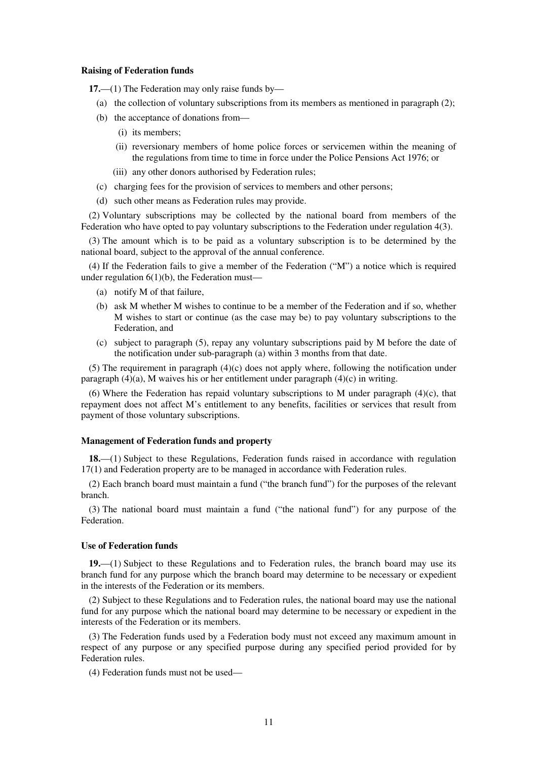**Raising of Federation funds**

**17.**—(1) The Federation may only raise funds by—

(a) the collection of voluntary subscriptions from its members as mentioned in paragraph (2);

(b) the acceptance of donations from—

(i) its members;

(ii) reversionary members of home police forces or servicemen within the meaning of the regulations from time to time in force under the Police Pensions Act 1976; or

(iii) any other donors authorised by Federation rules;

(c) charging fees for the provision of services to members and other persons;

(d) such other means as Federation rules may provide.

(2) Voluntary subscriptions may be collected by the national board from members of the Federation who have opted to pay voluntary subscriptions to the Federation under regulation 4(3).

(3) The amount which is to be paid as a voluntary subscription is to be determined by the national board, subject to the approval of the annual conference.

(4) If the Federation fails to give a member of the Federation ("M") a notice which is required under regulation 6(1)(b), the Federation must—

(a) notify M of that failure,

(b) ask M whether M wishes to continue to be a member of the Federation and if so, whether M wishes to start or continue (as the case may be) to pay voluntary subscriptions to the Federation, and

(c) subject to paragraph (5), repay any voluntary subscriptions paid by M before the date of the notification under sub-paragraph (a) within 3 months from that date.

(5) The requirement in paragraph (4)(c) does not apply where, following the notification under paragraph (4)(a), M waives his or her entitlement under paragraph (4)(c) in writing.

(6) Where the Federation has repaid voluntary subscriptions to M under paragraph (4)(c), that repayment does not affect M's entitlement to any benefits, facilities or services that result from payment of those voluntary subscriptions.

**Management of Federation funds and property**

**18.**—(1) Subject to these Regulations, Federation funds raised in accordance with regulation 17(1) and Federation property are to be managed in accordance with Federation rules.

(2) Each branch board must maintain a fund ("the branch fund") for the purposes of the relevant branch.

(3) The national board must maintain a fund ("the national fund") for any purpose of the Federation.

**Use of Federation funds**

**19.**—(1) Subject to these Regulations and to Federation rules, the branch board may use its branch fund for any purpose which the branch board may determine to be necessary or expedient in the interests of the Federation or its members.

(2) Subject to these Regulations and to Federation rules, the national board may use the national fund for any purpose which the national board may determine to be necessary or expedient in the interests of the Federation or its members.

(3) The Federation funds used by a Federation body must not exceed any maximum amount in respect of any purpose or any specified purpose during any specified period provided for by Federation rules.

(4) Federation funds must not be used—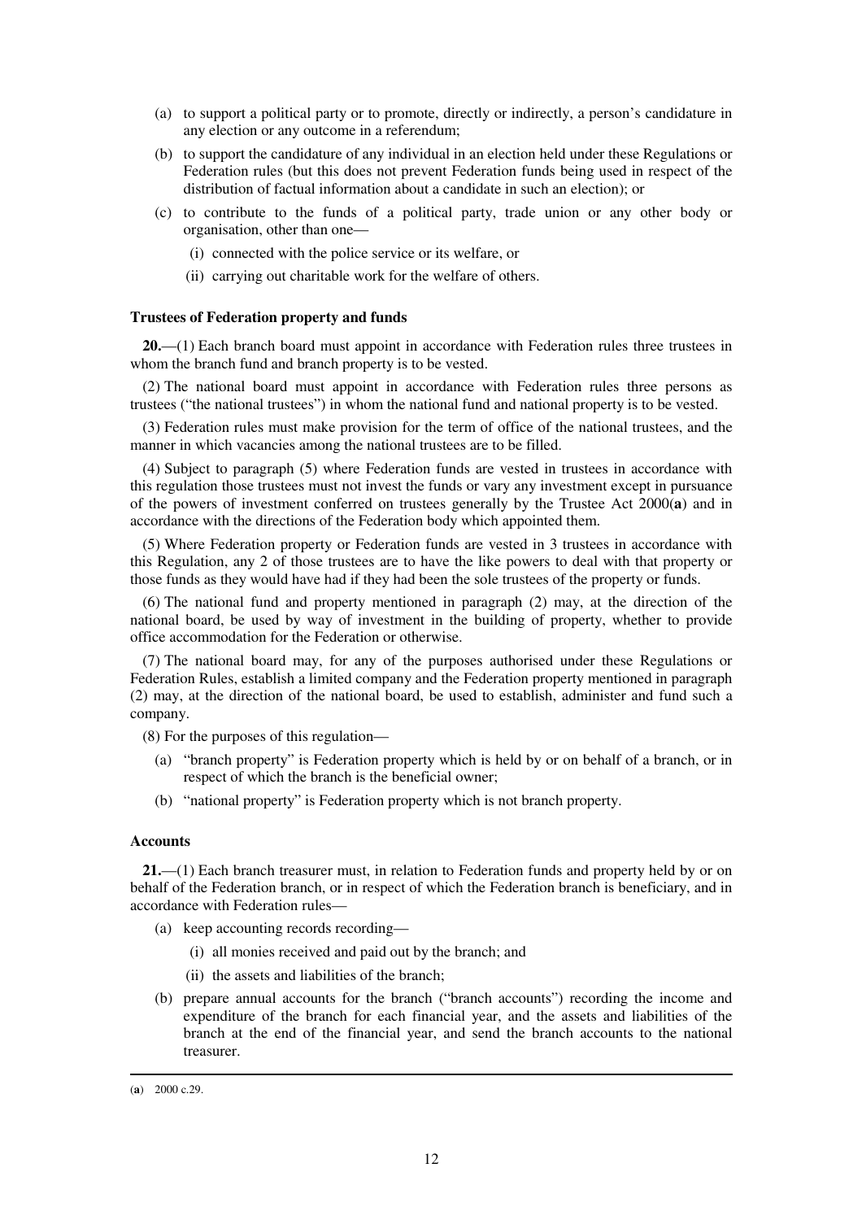(a) to support a political party or to promote, directly or indirectly, a person's candidature in any election or any outcome in a referendum;

(b) to support the candidature of any individual in an election held under these Regulations or Federation rules (but this does not prevent Federation funds being used in respect of the distribution of factual information about a candidate in such an election); or

(c) to contribute to the funds of a political party, trade union or any other body or organisation, other than one—

   (i) connected with the police service or its welfare, or

   (ii) carrying out charitable work for the welfare of others.

#### Trustees of Federation property and funds

**20.**—(1) Each branch board must appoint in accordance with Federation rules three trustees in whom the branch fund and branch property is to be vested.

(2) The national board must appoint in accordance with Federation rules three persons as trustees ("the national trustees") in whom the national fund and national property is to be vested.

(3) Federation rules must make provision for the term of office of the national trustees, and the manner in which vacancies among the national trustees are to be filled.

(4) Subject to paragraph (5) where Federation funds are vested in trustees in accordance with this regulation those trustees must not invest the funds or vary any investment except in pursuance of the powers of investment conferred on trustees generally by the Trustee Act 2000(**a**) and in accordance with the directions of the Federation body which appointed them.

(5) Where Federation property or Federation funds are vested in 3 trustees in accordance with this Regulation, any 2 of those trustees are to have the like powers to deal with that property or those funds as they would have had if they had been the sole trustees of the property or funds.

(6) The national fund and property mentioned in paragraph (2) may, at the direction of the national board, be used by way of investment in the building of property, whether to provide office accommodation for the Federation or otherwise.

(7) The national board may, for any of the purposes authorised under these Regulations or Federation Rules, establish a limited company and the Federation property mentioned in paragraph (2) may, at the direction of the national board, be used to establish, administer and fund such a company.

(8) For the purposes of this regulation—

   (a) "branch property" is Federation property which is held by or on behalf of a branch, or in respect of which the branch is the beneficial owner;

   (b) "national property" is Federation property which is not branch property.

#### Accounts

**21.**—(1) Each branch treasurer must, in relation to Federation funds and property held by or on behalf of the Federation branch, or in respect of which the Federation branch is beneficiary, and in accordance with Federation rules—

   (a) keep accounting records recording—

      (i) all monies received and paid out by the branch; and

      (ii) the assets and liabilities of the branch;

   (b) prepare annual accounts for the branch ("branch accounts") recording the income and expenditure of the branch for each financial year, and the assets and liabilities of the branch at the end of the financial year, and send the branch accounts to the national treasurer.

---

(**a**) 2000 c.29.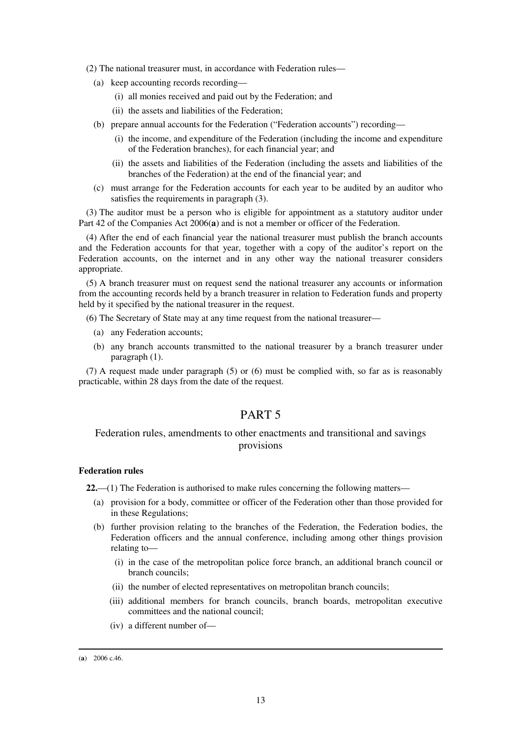(2) The national treasurer must, in accordance with Federation rules—

(a) keep accounting records recording—

(i) all monies received and paid out by the Federation; and

(ii) the assets and liabilities of the Federation;

(b) prepare annual accounts for the Federation ("Federation accounts") recording—

(i) the income, and expenditure of the Federation (including the income and expenditure of the Federation branches), for each financial year; and

(ii) the assets and liabilities of the Federation (including the assets and liabilities of the branches of the Federation) at the end of the financial year; and

(c) must arrange for the Federation accounts for each year to be audited by an auditor who satisfies the requirements in paragraph (3).

(3) The auditor must be a person who is eligible for appointment as a statutory auditor under Part 42 of the Companies Act 2006(**a**) and is not a member or officer of the Federation.

(4) After the end of each financial year the national treasurer must publish the branch accounts and the Federation accounts for that year, together with a copy of the auditor's report on the Federation accounts, on the internet and in any other way the national treasurer considers appropriate.

(5) A branch treasurer must on request send the national treasurer any accounts or information from the accounting records held by a branch treasurer in relation to Federation funds and property held by it specified by the national treasurer in the request.

(6) The Secretary of State may at any time request from the national treasurer—

(a) any Federation accounts;

(b) any branch accounts transmitted to the national treasurer by a branch treasurer under paragraph (1).

(7) A request made under paragraph (5) or (6) must be complied with, so far as is reasonably practicable, within 28 days from the date of the request.

# PART 5

## Federation rules, amendments to other enactments and transitional and savings provisions

### Federation rules

**22.**—(1) The Federation is authorised to make rules concerning the following matters—

(a) provision for a body, committee or officer of the Federation other than those provided for in these Regulations;

(b) further provision relating to the branches of the Federation, the Federation bodies, the Federation officers and the annual conference, including among other things provision relating to—

(i) in the case of the metropolitan police force branch, an additional branch council or branch councils;

(ii) the number of elected representatives on metropolitan branch councils;

(iii) additional members for branch councils, branch boards, metropolitan executive committees and the national council;

(iv) a different number of—

(**a**) 2006 c.46.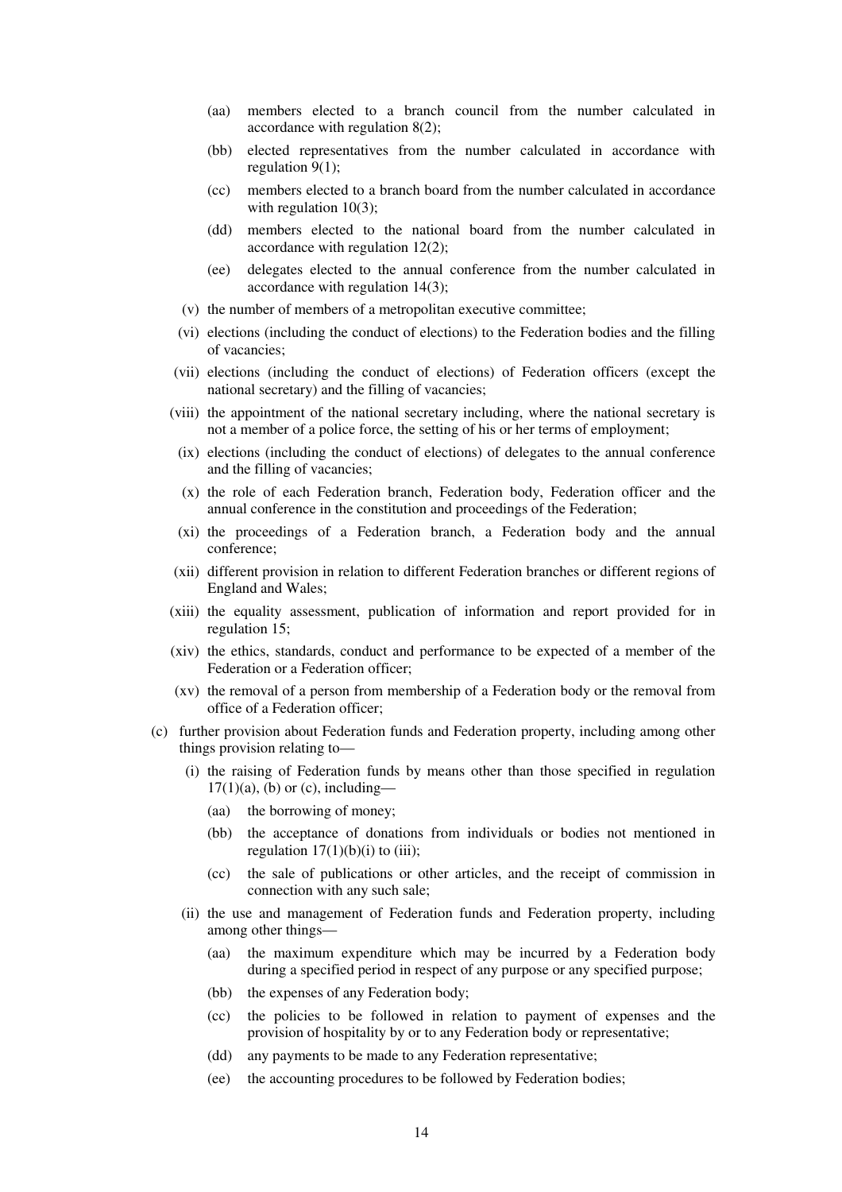- (aa) members elected to a branch council from the number calculated in accordance with regulation 8(2);
- (bb) elected representatives from the number calculated in accordance with regulation 9(1);
- (cc) members elected to a branch board from the number calculated in accordance with regulation 10(3);
- (dd) members elected to the national board from the number calculated in accordance with regulation 12(2);
- (ee) delegates elected to the annual conference from the number calculated in accordance with regulation 14(3);

(v) the number of members of a metropolitan executive committee;

(vi) elections (including the conduct of elections) to the Federation bodies and the filling of vacancies;

(vii) elections (including the conduct of elections) of Federation officers (except the national secretary) and the filling of vacancies;

(viii) the appointment of the national secretary including, where the national secretary is not a member of a police force, the setting of his or her terms of employment;

(ix) elections (including the conduct of elections) of delegates to the annual conference and the filling of vacancies;

(x) the role of each Federation branch, Federation body, Federation officer and the annual conference in the constitution and proceedings of the Federation;

(xi) the proceedings of a Federation branch, a Federation body and the annual conference;

(xii) different provision in relation to different Federation branches or different regions of England and Wales;

(xiii) the equality assessment, publication of information and report provided for in regulation 15;

(xiv) the ethics, standards, conduct and performance to be expected of a member of the Federation or a Federation officer;

(xv) the removal of a person from membership of a Federation body or the removal from office of a Federation officer;

(c) further provision about Federation funds and Federation property, including among other things provision relating to—

(i) the raising of Federation funds by means other than those specified in regulation 17(1)(a), (b) or (c), including—

- (aa) the borrowing of money;
- (bb) the acceptance of donations from individuals or bodies not mentioned in regulation 17(1)(b)(i) to (iii);
- (cc) the sale of publications or other articles, and the receipt of commission in connection with any such sale;

(ii) the use and management of Federation funds and Federation property, including among other things—

- (aa) the maximum expenditure which may be incurred by a Federation body during a specified period in respect of any purpose or any specified purpose;
- (bb) the expenses of any Federation body;
- (cc) the policies to be followed in relation to payment of expenses and the provision of hospitality by or to any Federation body or representative;
- (dd) any payments to be made to any Federation representative;
- (ee) the accounting procedures to be followed by Federation bodies;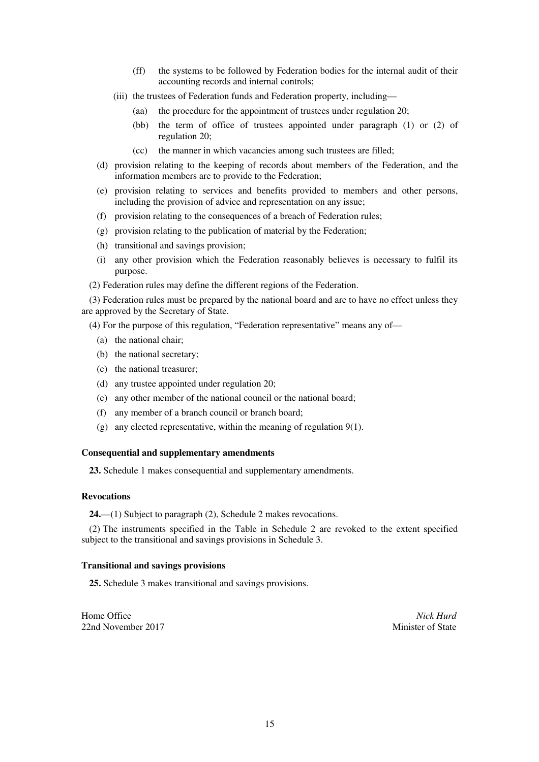(ff) the systems to be followed by Federation bodies for the internal audit of their accounting records and internal controls;

(iii) the trustees of Federation funds and Federation property, including—

(aa) the procedure for the appointment of trustees under regulation 20;

(bb) the term of office of trustees appointed under paragraph (1) or (2) of regulation 20;

(cc) the manner in which vacancies among such trustees are filled;

(d) provision relating to the keeping of records about members of the Federation, and the information members are to provide to the Federation;

(e) provision relating to services and benefits provided to members and other persons, including the provision of advice and representation on any issue;

(f) provision relating to the consequences of a breach of Federation rules;

(g) provision relating to the publication of material by the Federation;

(h) transitional and savings provision;

(i) any other provision which the Federation reasonably believes is necessary to fulfil its purpose.

(2) Federation rules may define the different regions of the Federation.

(3) Federation rules must be prepared by the national board and are to have no effect unless they are approved by the Secretary of State.

(4) For the purpose of this regulation, "Federation representative" means any of—

(a) the national chair;

(b) the national secretary;

(c) the national treasurer;

(d) any trustee appointed under regulation 20;

(e) any other member of the national council or the national board;

(f) any member of a branch council or branch board;

(g) any elected representative, within the meaning of regulation 9(1).

**Consequential and supplementary amendments**

**23.** Schedule 1 makes consequential and supplementary amendments.

**Revocations**

**24.**—(1) Subject to paragraph (2), Schedule 2 makes revocations.

(2) The instruments specified in the Table in Schedule 2 are revoked to the extent specified subject to the transitional and savings provisions in Schedule 3.

**Transitional and savings provisions**

**25.** Schedule 3 makes transitional and savings provisions.

Home Office
22nd November 2017

*Nick Hurd*
Minister of State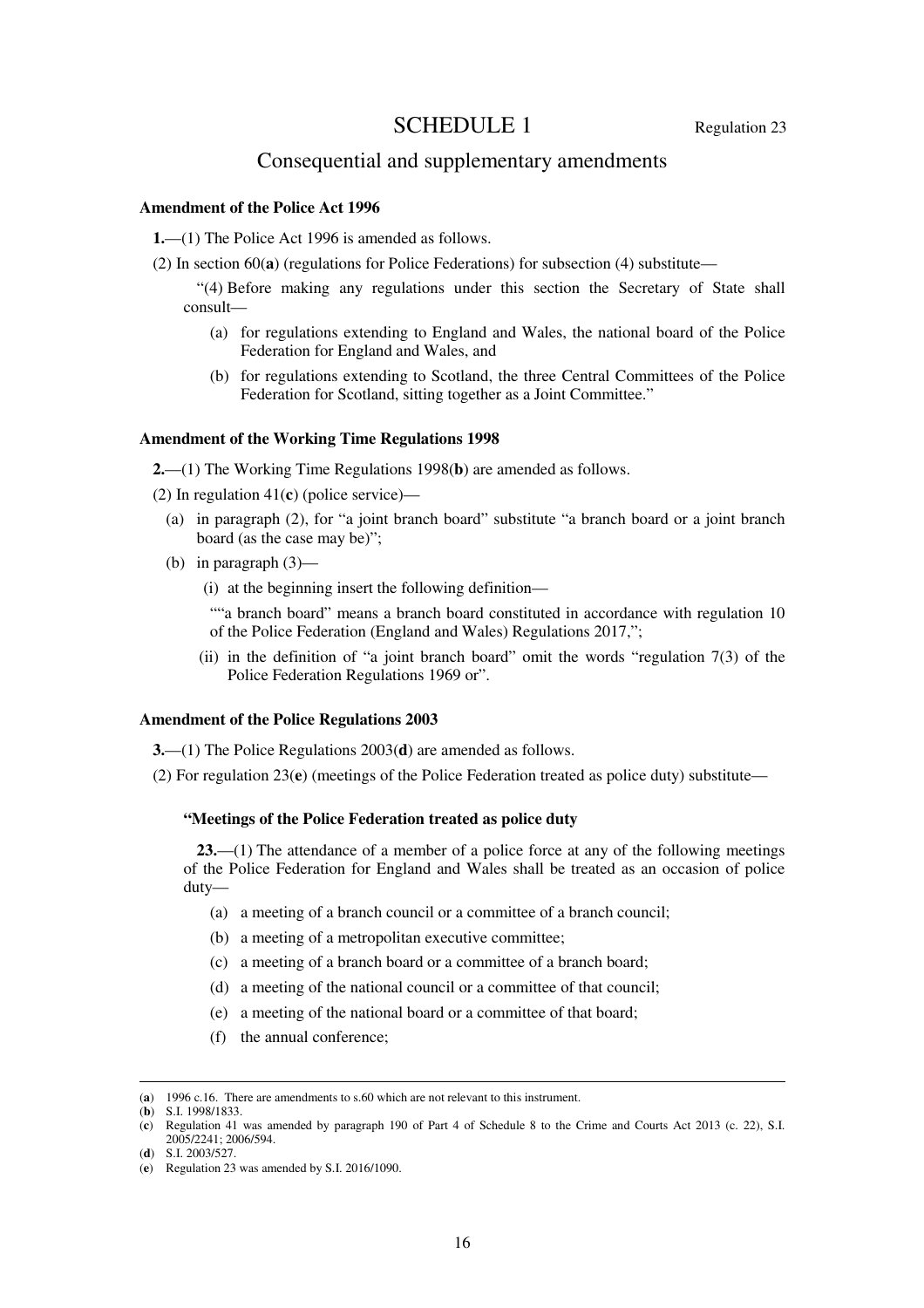# SCHEDULE 1

Regulation 23

## Consequential and supplementary amendments

### Amendment of the Police Act 1996

**1.**—(1) The Police Act 1996 is amended as follows.

(2) In section 60(**a**) (regulations for Police Federations) for subsection (4) substitute—

"(4) Before making any regulations under this section the Secretary of State shall consult—

(a) for regulations extending to England and Wales, the national board of the Police Federation for England and Wales, and

(b) for regulations extending to Scotland, the three Central Committees of the Police Federation for Scotland, sitting together as a Joint Committee."

### Amendment of the Working Time Regulations 1998

**2.**—(1) The Working Time Regulations 1998(**b**) are amended as follows.

(2) In regulation 41(**c**) (police service)—

(a) in paragraph (2), for "a joint branch board" substitute "a branch board or a joint branch board (as the case may be)";

(b) in paragraph (3)—

(i) at the beginning insert the following definition—

""a branch board" means a branch board constituted in accordance with regulation 10 of the Police Federation (England and Wales) Regulations 2017,";

(ii) in the definition of "a joint branch board" omit the words "regulation 7(3) of the Police Federation Regulations 1969 or".

### Amendment of the Police Regulations 2003

**3.**—(1) The Police Regulations 2003(**d**) are amended as follows.

(2) For regulation 23(**e**) (meetings of the Police Federation treated as police duty) substitute—

**"Meetings of the Police Federation treated as police duty**

**23.**—(1) The attendance of a member of a police force at any of the following meetings of the Police Federation for England and Wales shall be treated as an occasion of police duty—

(a) a meeting of a branch council or a committee of a branch council;

(b) a meeting of a metropolitan executive committee;

(c) a meeting of a branch board or a committee of a branch board;

(d) a meeting of the national council or a committee of that council;

(e) a meeting of the national board or a committee of that board;

(f) the annual conference;

---

(**a**) 1996 c.16. There are amendments to s.60 which are not relevant to this instrument.

(**b**) S.I. 1998/1833.

(**c**) Regulation 41 was amended by paragraph 190 of Part 4 of Schedule 8 to the Crime and Courts Act 2013 (c. 22), S.I. 2005/2241; 2006/594.

(**d**) S.I. 2003/527.

(**e**) Regulation 23 was amended by S.I. 2016/1090.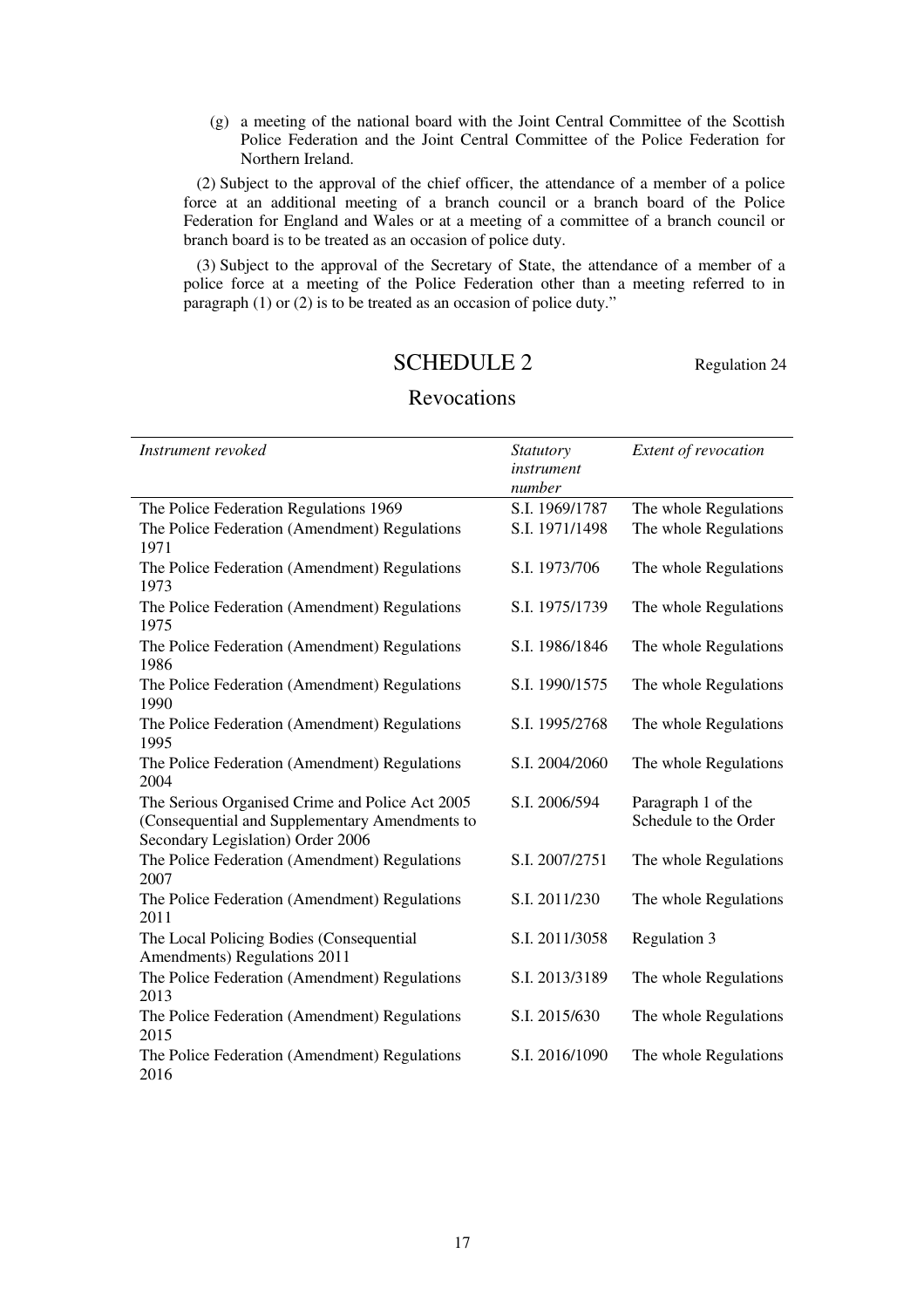(g) a meeting of the national board with the Joint Central Committee of the Scottish Police Federation and the Joint Central Committee of the Police Federation for Northern Ireland.

(2) Subject to the approval of the chief officer, the attendance of a member of a police force at an additional meeting of a branch council or a branch board of the Police Federation for England and Wales or at a meeting of a committee of a branch council or branch board is to be treated as an occasion of police duty.

(3) Subject to the approval of the Secretary of State, the attendance of a member of a police force at a meeting of the Police Federation other than a meeting referred to in paragraph (1) or (2) is to be treated as an occasion of police duty."

## SCHEDULE 2

Regulation 24

### Revocations

| *Instrument revoked* | *Statutory instrument number* | *Extent of revocation* |
|---|---|---|
| The Police Federation Regulations 1969 | S.I. 1969/1787 | The whole Regulations |
| The Police Federation (Amendment) Regulations 1971 | S.I. 1971/1498 | The whole Regulations |
| The Police Federation (Amendment) Regulations 1973 | S.I. 1973/706 | The whole Regulations |
| The Police Federation (Amendment) Regulations 1975 | S.I. 1975/1739 | The whole Regulations |
| The Police Federation (Amendment) Regulations 1986 | S.I. 1986/1846 | The whole Regulations |
| The Police Federation (Amendment) Regulations 1990 | S.I. 1990/1575 | The whole Regulations |
| The Police Federation (Amendment) Regulations 1995 | S.I. 1995/2768 | The whole Regulations |
| The Police Federation (Amendment) Regulations 2004 | S.I. 2004/2060 | The whole Regulations |
| The Serious Organised Crime and Police Act 2005 (Consequential and Supplementary Amendments to Secondary Legislation) Order 2006 | S.I. 2006/594 | Paragraph 1 of the Schedule to the Order |
| The Police Federation (Amendment) Regulations 2007 | S.I. 2007/2751 | The whole Regulations |
| The Police Federation (Amendment) Regulations 2011 | S.I. 2011/230 | The whole Regulations |
| The Local Policing Bodies (Consequential Amendments) Regulations 2011 | S.I. 2011/3058 | Regulation 3 |
| The Police Federation (Amendment) Regulations 2013 | S.I. 2013/3189 | The whole Regulations |
| The Police Federation (Amendment) Regulations 2015 | S.I. 2015/630 | The whole Regulations |
| The Police Federation (Amendment) Regulations 2016 | S.I. 2016/1090 | The whole Regulations |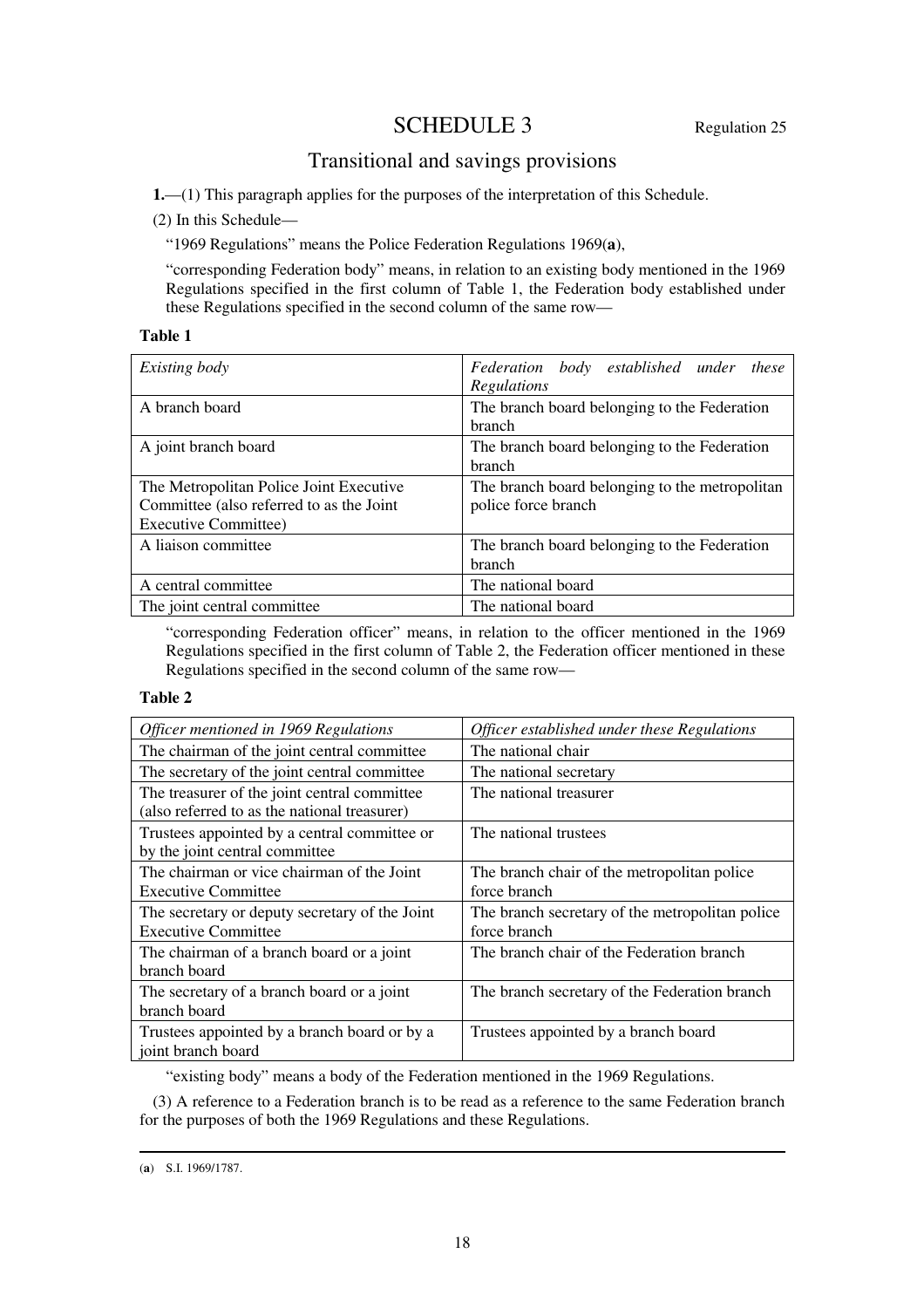# SCHEDULE 3

Regulation 25

## Transitional and savings provisions

**1.**—(1) This paragraph applies for the purposes of the interpretation of this Schedule.

(2) In this Schedule—

"1969 Regulations" means the Police Federation Regulations 1969([a]),

"corresponding Federation body" means, in relation to an existing body mentioned in the 1969 Regulations specified in the first column of Table 1, the Federation body established under these Regulations specified in the second column of the same row—

**Table 1**

| *Existing body* | *Federation body established under these Regulations* |
|---|---|
| A branch board | The branch board belonging to the Federation branch |
| A joint branch board | The branch board belonging to the Federation branch |
| The Metropolitan Police Joint Executive Committee (also referred to as the Joint Executive Committee) | The branch board belonging to the metropolitan police force branch |
| A liaison committee | The branch board belonging to the Federation branch |
| A central committee | The national board |
| The joint central committee | The national board |

"corresponding Federation officer" means, in relation to the officer mentioned in the 1969 Regulations specified in the first column of Table 2, the Federation officer mentioned in these Regulations specified in the second column of the same row—

**Table 2**

| *Officer mentioned in 1969 Regulations* | *Officer established under these Regulations* |
|---|---|
| The chairman of the joint central committee | The national chair |
| The secretary of the joint central committee | The national secretary |
| The treasurer of the joint central committee (also referred to as the national treasurer) | The national treasurer |
| Trustees appointed by a central committee or by the joint central committee | The national trustees |
| The chairman or vice chairman of the Joint Executive Committee | The branch chair of the metropolitan police force branch |
| The secretary or deputy secretary of the Joint Executive Committee | The branch secretary of the metropolitan police force branch |
| The chairman of a branch board or a joint branch board | The branch chair of the Federation branch |
| The secretary of a branch board or a joint branch board | The branch secretary of the Federation branch |
| Trustees appointed by a branch board or by a joint branch board | Trustees appointed by a branch board |

"existing body" means a body of the Federation mentioned in the 1969 Regulations.

(3) A reference to a Federation branch is to be read as a reference to the same Federation branch for the purposes of both the 1969 Regulations and these Regulations.

---

([a]) S.I. 1969/1787.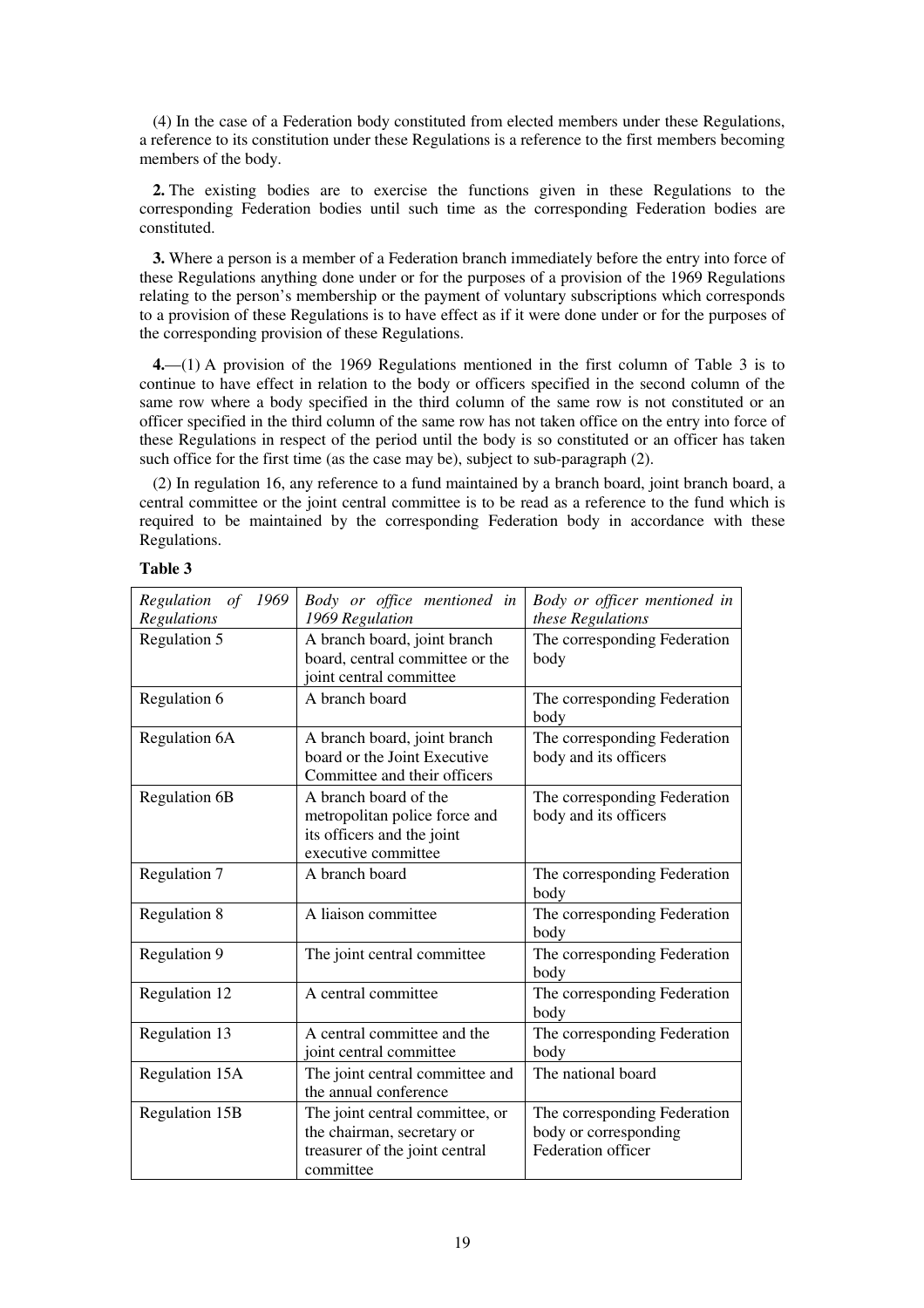(4) In the case of a Federation body constituted from elected members under these Regulations, a reference to its constitution under these Regulations is a reference to the first members becoming members of the body.

**2.** The existing bodies are to exercise the functions given in these Regulations to the corresponding Federation bodies until such time as the corresponding Federation bodies are constituted.

**3.** Where a person is a member of a Federation branch immediately before the entry into force of these Regulations anything done under or for the purposes of a provision of the 1969 Regulations relating to the person's membership or the payment of voluntary subscriptions which corresponds to a provision of these Regulations is to have effect as if it were done under or for the purposes of the corresponding provision of these Regulations.

**4.**—(1) A provision of the 1969 Regulations mentioned in the first column of Table 3 is to continue to have effect in relation to the body or officers specified in the second column of the same row where a body specified in the third column of the same row is not constituted or an officer specified in the third column of the same row has not taken office on the entry into force of these Regulations in respect of the period until the body is so constituted or an officer has taken such office for the first time (as the case may be), subject to sub-paragraph (2).

(2) In regulation 16, any reference to a fund maintained by a branch board, joint branch board, a central committee or the joint central committee is to be read as a reference to the fund which is required to be maintained by the corresponding Federation body in accordance with these Regulations.

**Table 3**

| *Regulation of 1969 Regulations* | *Body or office mentioned in 1969 Regulation* | *Body or officer mentioned in these Regulations* |
|---|---|---|
| Regulation 5 | A branch board, joint branch board, central committee or the joint central committee | The corresponding Federation body |
| Regulation 6 | A branch board | The corresponding Federation body |
| Regulation 6A | A branch board, joint branch board or the Joint Executive Committee and their officers | The corresponding Federation body and its officers |
| Regulation 6B | A branch board of the metropolitan police force and its officers and the joint executive committee | The corresponding Federation body and its officers |
| Regulation 7 | A branch board | The corresponding Federation body |
| Regulation 8 | A liaison committee | The corresponding Federation body |
| Regulation 9 | The joint central committee | The corresponding Federation body |
| Regulation 12 | A central committee | The corresponding Federation body |
| Regulation 13 | A central committee and the joint central committee | The corresponding Federation body |
| Regulation 15A | The joint central committee and the annual conference | The national board |
| Regulation 15B | The joint central committee, or the chairman, secretary or treasurer of the joint central committee | The corresponding Federation body or corresponding Federation officer |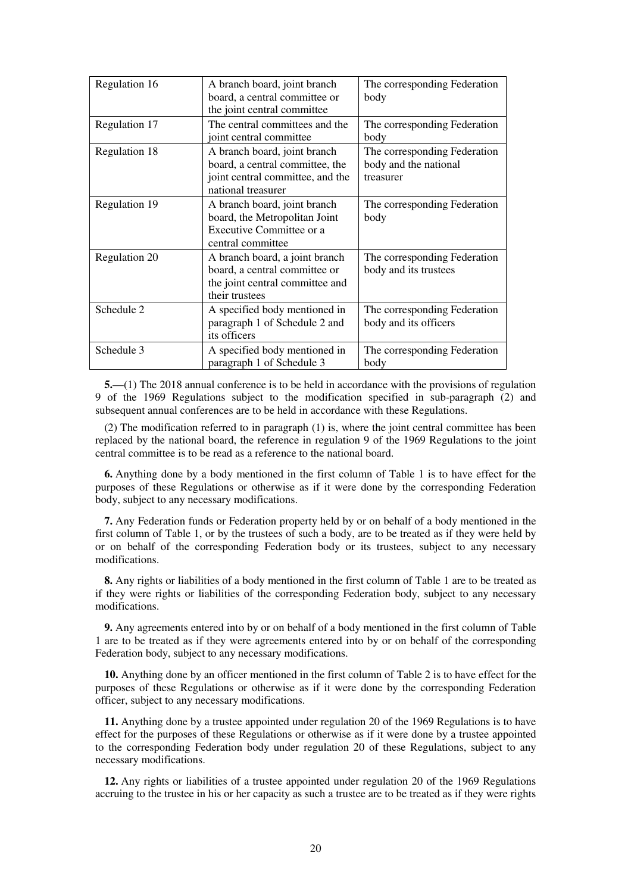| | | |
|---|---|---|
| Regulation 16 | A branch board, joint branch board, a central committee or the joint central committee | The corresponding Federation body |
| Regulation 17 | The central committees and the joint central committee | The corresponding Federation body |
| Regulation 18 | A branch board, joint branch board, a central committee, the joint central committee, and the national treasurer | The corresponding Federation body and the national treasurer |
| Regulation 19 | A branch board, joint branch board, the Metropolitan Joint Executive Committee or a central committee | The corresponding Federation body |
| Regulation 20 | A branch board, a joint branch board, a central committee or the joint central committee and their trustees | The corresponding Federation body and its trustees |
| Schedule 2 | A specified body mentioned in paragraph 1 of Schedule 2 and its officers | The corresponding Federation body and its officers |
| Schedule 3 | A specified body mentioned in paragraph 1 of Schedule 3 | The corresponding Federation body |

**5.**—(1) The 2018 annual conference is to be held in accordance with the provisions of regulation 9 of the 1969 Regulations subject to the modification specified in sub-paragraph (2) and subsequent annual conferences are to be held in accordance with these Regulations.

(2) The modification referred to in paragraph (1) is, where the joint central committee has been replaced by the national board, the reference in regulation 9 of the 1969 Regulations to the joint central committee is to be read as a reference to the national board.

**6.** Anything done by a body mentioned in the first column of Table 1 is to have effect for the purposes of these Regulations or otherwise as if it were done by the corresponding Federation body, subject to any necessary modifications.

**7.** Any Federation funds or Federation property held by or on behalf of a body mentioned in the first column of Table 1, or by the trustees of such a body, are to be treated as if they were held by or on behalf of the corresponding Federation body or its trustees, subject to any necessary modifications.

**8.** Any rights or liabilities of a body mentioned in the first column of Table 1 are to be treated as if they were rights or liabilities of the corresponding Federation body, subject to any necessary modifications.

**9.** Any agreements entered into by or on behalf of a body mentioned in the first column of Table 1 are to be treated as if they were agreements entered into by or on behalf of the corresponding Federation body, subject to any necessary modifications.

**10.** Anything done by an officer mentioned in the first column of Table 2 is to have effect for the purposes of these Regulations or otherwise as if it were done by the corresponding Federation officer, subject to any necessary modifications.

**11.** Anything done by a trustee appointed under regulation 20 of the 1969 Regulations is to have effect for the purposes of these Regulations or otherwise as if it were done by a trustee appointed to the corresponding Federation body under regulation 20 of these Regulations, subject to any necessary modifications.

**12.** Any rights or liabilities of a trustee appointed under regulation 20 of the 1969 Regulations accruing to the trustee in his or her capacity as such a trustee are to be treated as if they were rights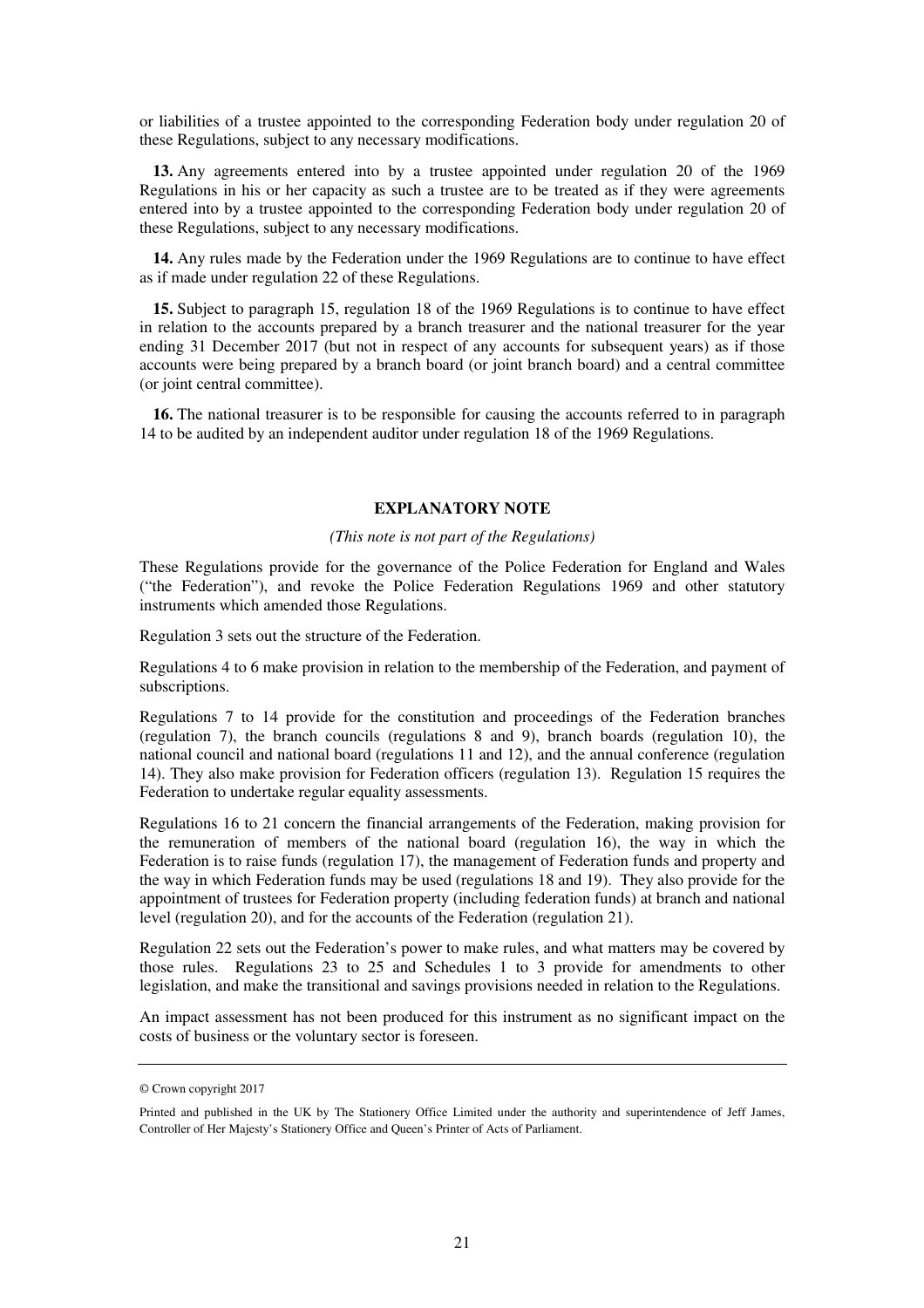or liabilities of a trustee appointed to the corresponding Federation body under regulation 20 of these Regulations, subject to any necessary modifications.

**13.** Any agreements entered into by a trustee appointed under regulation 20 of the 1969 Regulations in his or her capacity as such a trustee are to be treated as if they were agreements entered into by a trustee appointed to the corresponding Federation body under regulation 20 of these Regulations, subject to any necessary modifications.

**14.** Any rules made by the Federation under the 1969 Regulations are to continue to have effect as if made under regulation 22 of these Regulations.

**15.** Subject to paragraph 15, regulation 18 of the 1969 Regulations is to continue to have effect in relation to the accounts prepared by a branch treasurer and the national treasurer for the year ending 31 December 2017 (but not in respect of any accounts for subsequent years) as if those accounts were being prepared by a branch board (or joint branch board) and a central committee (or joint central committee).

**16.** The national treasurer is to be responsible for causing the accounts referred to in paragraph 14 to be audited by an independent auditor under regulation 18 of the 1969 Regulations.

## EXPLANATORY NOTE

*(This note is not part of the Regulations)*

These Regulations provide for the governance of the Police Federation for England and Wales ("the Federation"), and revoke the Police Federation Regulations 1969 and other statutory instruments which amended those Regulations.

Regulation 3 sets out the structure of the Federation.

Regulations 4 to 6 make provision in relation to the membership of the Federation, and payment of subscriptions.

Regulations 7 to 14 provide for the constitution and proceedings of the Federation branches (regulation 7), the branch councils (regulations 8 and 9), branch boards (regulation 10), the national council and national board (regulations 11 and 12), and the annual conference (regulation 14). They also make provision for Federation officers (regulation 13). Regulation 15 requires the Federation to undertake regular equality assessments.

Regulations 16 to 21 concern the financial arrangements of the Federation, making provision for the remuneration of members of the national board (regulation 16), the way in which the Federation is to raise funds (regulation 17), the management of Federation funds and property and the way in which Federation funds may be used (regulations 18 and 19). They also provide for the appointment of trustees for Federation property (including federation funds) at branch and national level (regulation 20), and for the accounts of the Federation (regulation 21).

Regulation 22 sets out the Federation's power to make rules, and what matters may be covered by those rules. Regulations 23 to 25 and Schedules 1 to 3 provide for amendments to other legislation, and make the transitional and savings provisions needed in relation to the Regulations.

An impact assessment has not been produced for this instrument as no significant impact on the costs of business or the voluntary sector is foreseen.

---

© Crown copyright 2017

Printed and published in the UK by The Stationery Office Limited under the authority and superintendence of Jeff James, Controller of Her Majesty's Stationery Office and Queen's Printer of Acts of Parliament.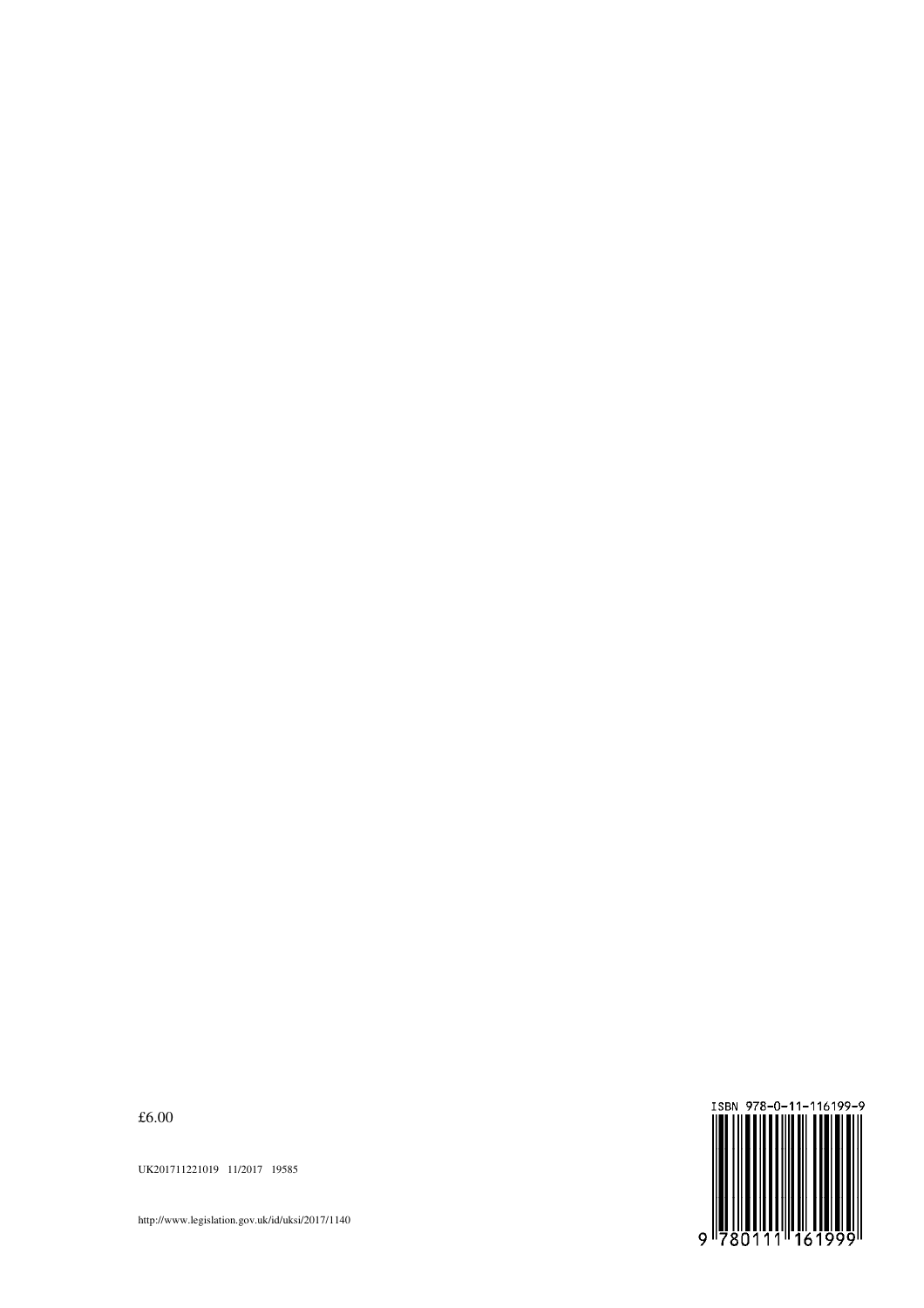£6.00

UK201711221019 11/2017 19585

http://www.legislation.gov.uk/id/uksi/2017/1140

ISBN 978-0-11-116199-9

9 780111 161999